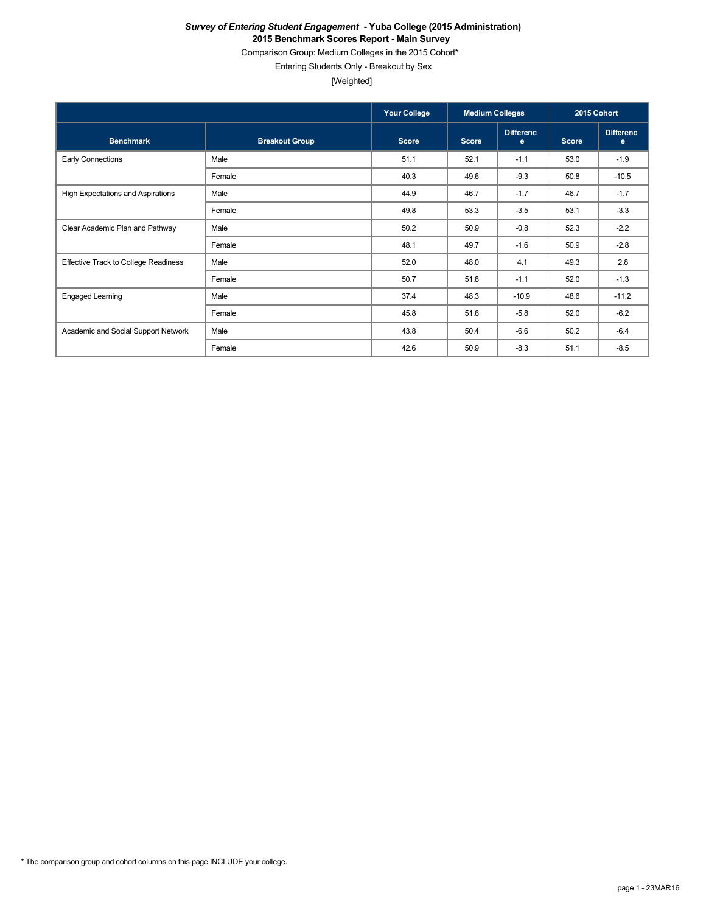***Survey of Entering Student Engagement* - Yuba College (2015 Administration)**

**2015 Benchmark Scores Report - Main Survey**

Comparison Group: Medium Colleges in the 2015 Cohort*

Entering Students Only - Breakout by Sex

[Weighted]

| | | Your College | Medium Colleges | | 2015 Cohort | |
|---|---|---|---|---|---|---|
| **Benchmark** | **Breakout Group** | **Score** | **Score** | **Difference** | **Score** | **Difference** |
| Early Connections | Male | 51.1 | 52.1 | -1.1 | 53.0 | -1.9 |
| | Female | 40.3 | 49.6 | -9.3 | 50.8 | -10.5 |
| High Expectations and Aspirations | Male | 44.9 | 46.7 | -1.7 | 46.7 | -1.7 |
| | Female | 49.8 | 53.3 | -3.5 | 53.1 | -3.3 |
| Clear Academic Plan and Pathway | Male | 50.2 | 50.9 | -0.8 | 52.3 | -2.2 |
| | Female | 48.1 | 49.7 | -1.6 | 50.9 | -2.8 |
| Effective Track to College Readiness | Male | 52.0 | 48.0 | 4.1 | 49.3 | 2.8 |
| | Female | 50.7 | 51.8 | -1.1 | 52.0 | -1.3 |
| Engaged Learning | Male | 37.4 | 48.3 | -10.9 | 48.6 | -11.2 |
| | Female | 45.8 | 51.6 | -5.8 | 52.0 | -6.2 |
| Academic and Social Support Network | Male | 43.8 | 50.4 | -6.6 | 50.2 | -6.4 |
| | Female | 42.6 | 50.9 | -8.3 | 51.1 | -8.5 |

* The comparison group and cohort columns on this page INCLUDE your college.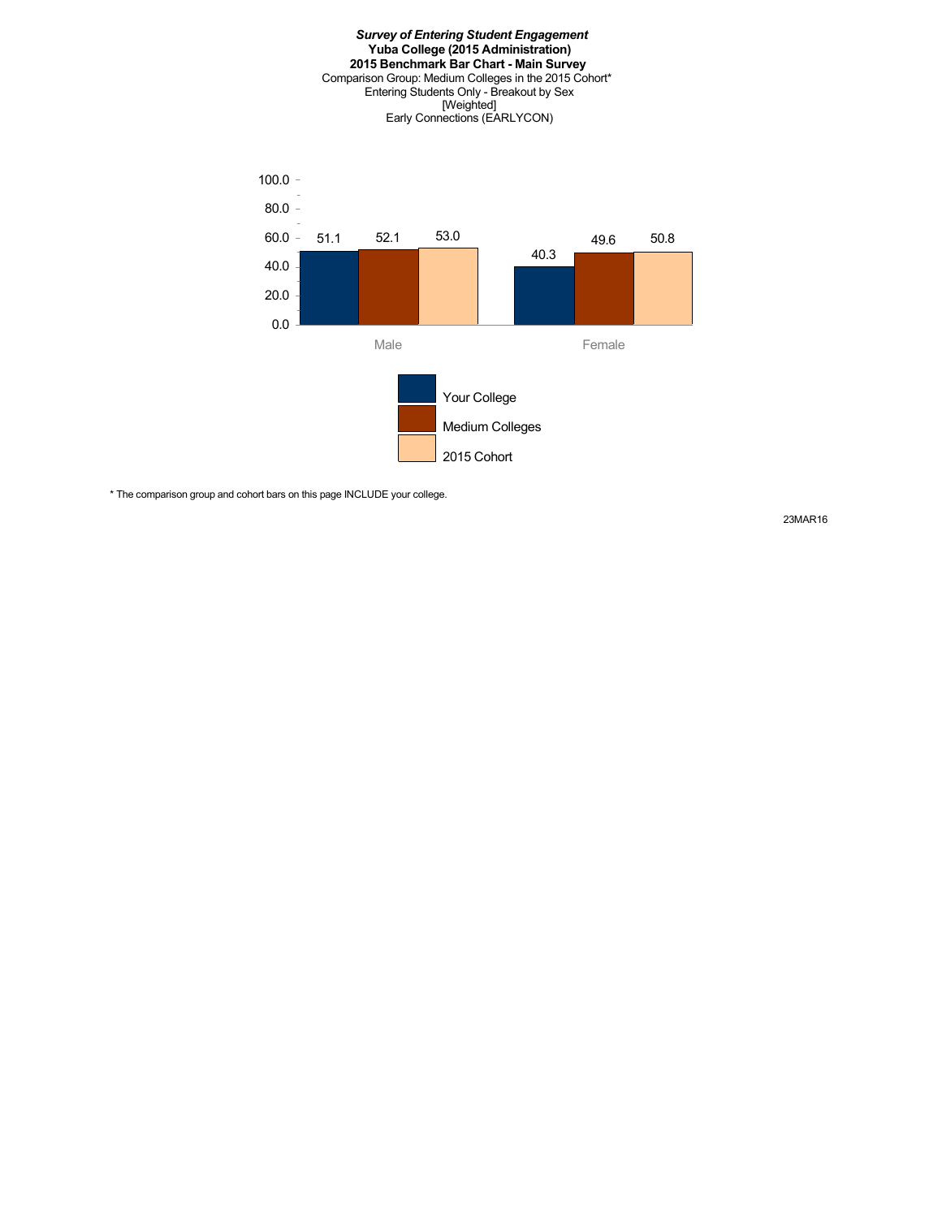***Survey of Entering Student Engagement***
**Yuba College (2015 Administration)**
**2015 Benchmark Bar Chart - Main Survey**
Comparison Group: Medium Colleges in the 2015 Cohort*
Entering Students Only - Breakout by Sex
[Weighted]
Early Connections (EARLYCON)

| | Your College | Medium Colleges | 2015 Cohort |
|---|---|---|---|
| Male | 51.1 | 52.1 | 53.0 |
| Female | 40.3 | 49.6 | 50.8 |

* The comparison group and cohort bars on this page INCLUDE your college.

23MAR16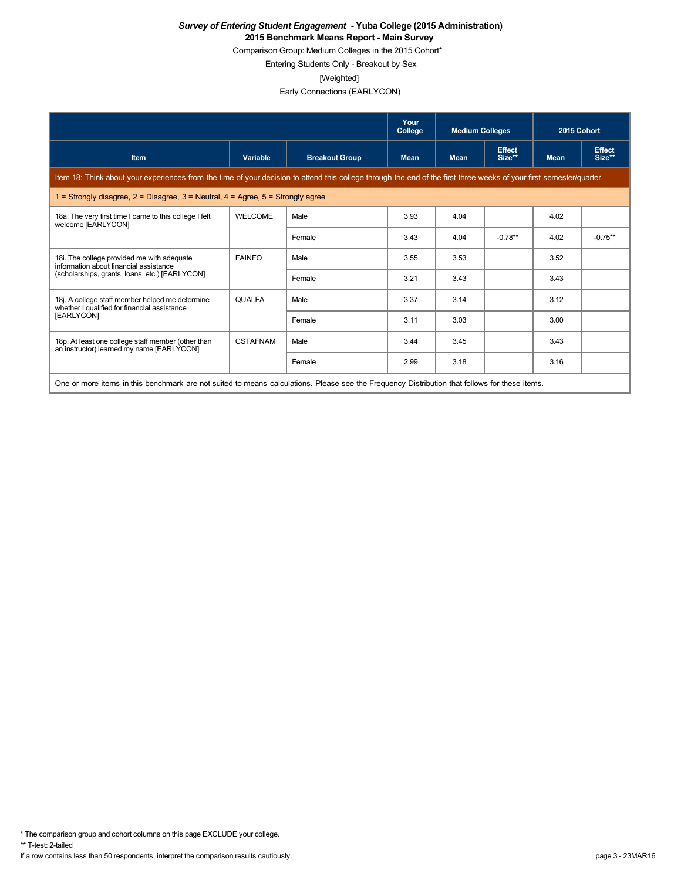# *Survey of Entering Student Engagement* - Yuba College (2015 Administration)

## 2015 Benchmark Means Report - Main Survey

Comparison Group: Medium Colleges in the 2015 Cohort*

Entering Students Only - Breakout by Sex

[Weighted]

Early Connections (EARLYCON)

| | | | Your College | Medium Colleges | | 2015 Cohort | |
|---|---|---|---|---|---|---|---|
| Item | Variable | Breakout Group | Mean | Mean | Effect Size** | Mean | Effect Size** |
| Item 18: Think about your experiences from the time of your decision to attend this college through the end of the first three weeks of your first semester/quarter. | | | | | | | |
| 1 = Strongly disagree, 2 = Disagree, 3 = Neutral, 4 = Agree, 5 = Strongly agree | | | | | | | |
| 18a. The very first time I came to this college I felt welcome [EARLYCON] | WELCOME | Male | 3.93 | 4.04 | | 4.02 | |
| | | Female | 3.43 | 4.04 | -0.78** | 4.02 | -0.75** |
| 18i. The college provided me with adequate information about financial assistance (scholarships, grants, loans, etc.) [EARLYCON] | FAINFO | Male | 3.55 | 3.53 | | 3.52 | |
| | | Female | 3.21 | 3.43 | | 3.43 | |
| 18j. A college staff member helped me determine whether I qualified for financial assistance [EARLYCON] | QUALFA | Male | 3.37 | 3.14 | | 3.12 | |
| | | Female | 3.11 | 3.03 | | 3.00 | |
| 18p. At least one college staff member (other than an instructor) learned my name [EARLYCON] | CSTAFNAM | Male | 3.44 | 3.45 | | 3.43 | |
| | | Female | 2.99 | 3.18 | | 3.16 | |
| One or more items in this benchmark are not suited to means calculations. Please see the Frequency Distribution that follows for these items. | | | | | | | |

* The comparison group and cohort columns on this page EXCLUDE your college.

** T-test: 2-tailed

If a row contains less than 50 respondents, interpret the comparison results cautiously.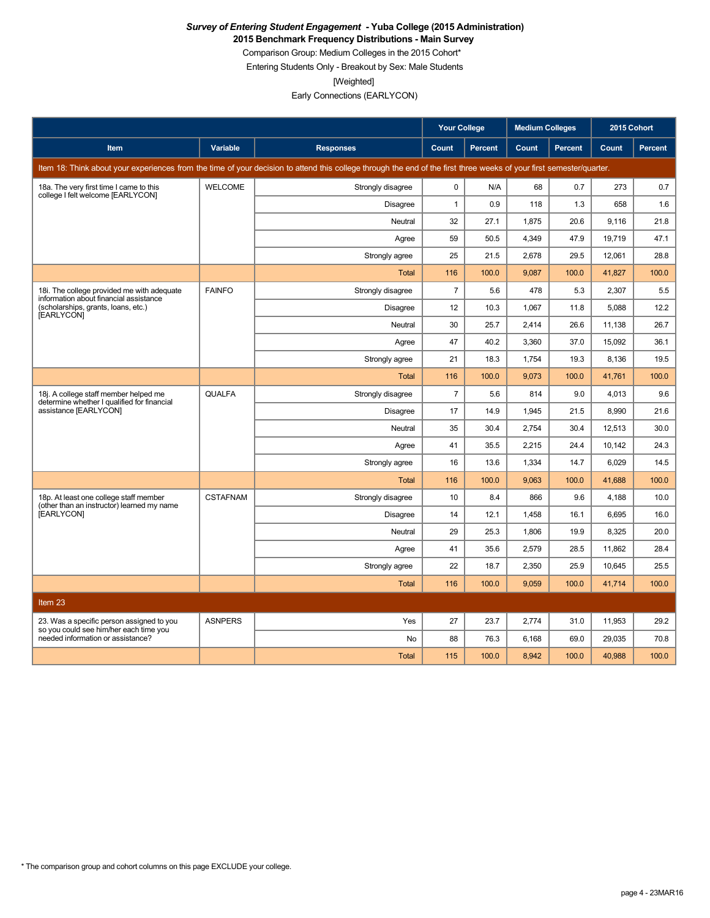***Survey of Entering Student Engagement* - Yuba College (2015 Administration)**

**2015 Benchmark Frequency Distributions - Main Survey**

Comparison Group: Medium Colleges in the 2015 Cohort*

Entering Students Only - Breakout by Sex: Male Students

[Weighted]

Early Connections (EARLYCON)

| | | | Your College | | Medium Colleges | | 2015 Cohort | |
|---|---|---|---|---|---|---|---|---|
| **Item** | **Variable** | **Responses** | **Count** | **Percent** | **Count** | **Percent** | **Count** | **Percent** |
| Item 18: Think about your experiences from the time of your decision to attend this college through the end of the first three weeks of your first semester/quarter. | | | | | | | | |
| 18a. The very first time I came to this college I felt welcome [EARLYCON] | WELCOME | Strongly disagree | 0 | N/A | 68 | 0.7 | 273 | 0.7 |
| | | Disagree | 1 | 0.9 | 118 | 1.3 | 658 | 1.6 |
| | | Neutral | 32 | 27.1 | 1,875 | 20.6 | 9,116 | 21.8 |
| | | Agree | 59 | 50.5 | 4,349 | 47.9 | 19,719 | 47.1 |
| | | Strongly agree | 25 | 21.5 | 2,678 | 29.5 | 12,061 | 28.8 |
| | | Total | 116 | 100.0 | 9,087 | 100.0 | 41,827 | 100.0 |
| 18i. The college provided me with adequate information about financial assistance (scholarships, grants, loans, etc.) [EARLYCON] | FAINFO | Strongly disagree | 7 | 5.6 | 478 | 5.3 | 2,307 | 5.5 |
| | | Disagree | 12 | 10.3 | 1,067 | 11.8 | 5,088 | 12.2 |
| | | Neutral | 30 | 25.7 | 2,414 | 26.6 | 11,138 | 26.7 |
| | | Agree | 47 | 40.2 | 3,360 | 37.0 | 15,092 | 36.1 |
| | | Strongly agree | 21 | 18.3 | 1,754 | 19.3 | 8,136 | 19.5 |
| | | Total | 116 | 100.0 | 9,073 | 100.0 | 41,761 | 100.0 |
| 18j. A college staff member helped me determine whether I qualified for financial assistance [EARLYCON] | QUALFA | Strongly disagree | 7 | 5.6 | 814 | 9.0 | 4,013 | 9.6 |
| | | Disagree | 17 | 14.9 | 1,945 | 21.5 | 8,990 | 21.6 |
| | | Neutral | 35 | 30.4 | 2,754 | 30.4 | 12,513 | 30.0 |
| | | Agree | 41 | 35.5 | 2,215 | 24.4 | 10,142 | 24.3 |
| | | Strongly agree | 16 | 13.6 | 1,334 | 14.7 | 6,029 | 14.5 |
| | | Total | 116 | 100.0 | 9,063 | 100.0 | 41,688 | 100.0 |
| 18p. At least one college staff member (other than an instructor) learned my name [EARLYCON] | CSTAFNAM | Strongly disagree | 10 | 8.4 | 866 | 9.6 | 4,188 | 10.0 |
| | | Disagree | 14 | 12.1 | 1,458 | 16.1 | 6,695 | 16.0 |
| | | Neutral | 29 | 25.3 | 1,806 | 19.9 | 8,325 | 20.0 |
| | | Agree | 41 | 35.6 | 2,579 | 28.5 | 11,862 | 28.4 |
| | | Strongly agree | 22 | 18.7 | 2,350 | 25.9 | 10,645 | 25.5 |
| | | Total | 116 | 100.0 | 9,059 | 100.0 | 41,714 | 100.0 |
| Item 23 | | | | | | | | |
| 23. Was a specific person assigned to you so you could see him/her each time you needed information or assistance? | ASNPERS | Yes | 27 | 23.7 | 2,774 | 31.0 | 11,953 | 29.2 |
| | | No | 88 | 76.3 | 6,168 | 69.0 | 29,035 | 70.8 |
| | | Total | 115 | 100.0 | 8,942 | 100.0 | 40,988 | 100.0 |

* The comparison group and cohort columns on this page EXCLUDE your college.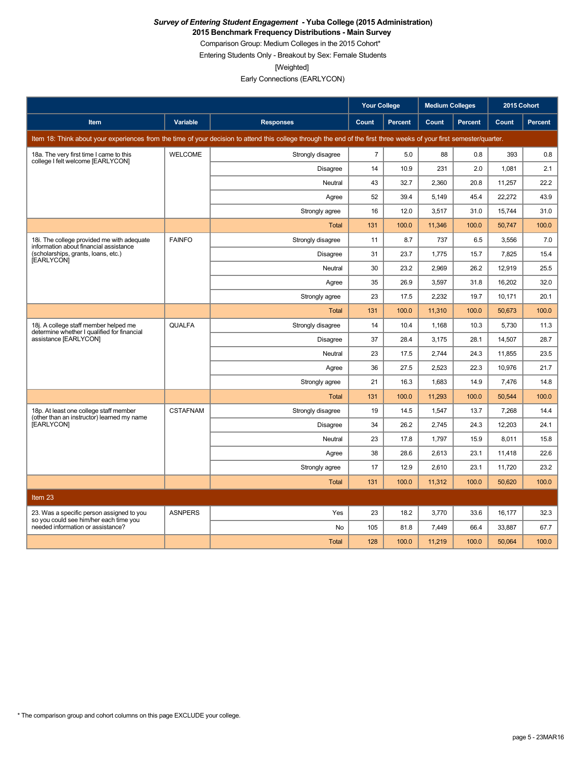***Survey of Entering Student Engagement* - Yuba College (2015 Administration)**
**2015 Benchmark Frequency Distributions - Main Survey**
Comparison Group: Medium Colleges in the 2015 Cohort*
Entering Students Only - Breakout by Sex: Female Students
[Weighted]
Early Connections (EARLYCON)

| | | | Your College | | Medium Colleges | | 2015 Cohort | |
|---|---|---|---|---|---|---|---|---|
| **Item** | **Variable** | **Responses** | **Count** | **Percent** | **Count** | **Percent** | **Count** | **Percent** |
| Item 18: Think about your experiences from the time of your decision to attend this college through the end of the first three weeks of your first semester/quarter. | | | | | | | | |
| 18a. The very first time I came to this college I felt welcome [EARLYCON] | WELCOME | Strongly disagree | 7 | 5.0 | 88 | 0.8 | 393 | 0.8 |
| | | Disagree | 14 | 10.9 | 231 | 2.0 | 1,081 | 2.1 |
| | | Neutral | 43 | 32.7 | 2,360 | 20.8 | 11,257 | 22.2 |
| | | Agree | 52 | 39.4 | 5,149 | 45.4 | 22,272 | 43.9 |
| | | Strongly agree | 16 | 12.0 | 3,517 | 31.0 | 15,744 | 31.0 |
| | | Total | 131 | 100.0 | 11,346 | 100.0 | 50,747 | 100.0 |
| 18i. The college provided me with adequate information about financial assistance (scholarships, grants, loans, etc.) [EARLYCON] | FAINFO | Strongly disagree | 11 | 8.7 | 737 | 6.5 | 3,556 | 7.0 |
| | | Disagree | 31 | 23.7 | 1,775 | 15.7 | 7,825 | 15.4 |
| | | Neutral | 30 | 23.2 | 2,969 | 26.2 | 12,919 | 25.5 |
| | | Agree | 35 | 26.9 | 3,597 | 31.8 | 16,202 | 32.0 |
| | | Strongly agree | 23 | 17.5 | 2,232 | 19.7 | 10,171 | 20.1 |
| | | Total | 131 | 100.0 | 11,310 | 100.0 | 50,673 | 100.0 |
| 18j. A college staff member helped me determine whether I qualified for financial assistance [EARLYCON] | QUALFA | Strongly disagree | 14 | 10.4 | 1,168 | 10.3 | 5,730 | 11.3 |
| | | Disagree | 37 | 28.4 | 3,175 | 28.1 | 14,507 | 28.7 |
| | | Neutral | 23 | 17.5 | 2,744 | 24.3 | 11,855 | 23.5 |
| | | Agree | 36 | 27.5 | 2,523 | 22.3 | 10,976 | 21.7 |
| | | Strongly agree | 21 | 16.3 | 1,683 | 14.9 | 7,476 | 14.8 |
| | | Total | 131 | 100.0 | 11,293 | 100.0 | 50,544 | 100.0 |
| 18p. At least one college staff member (other than an instructor) learned my name [EARLYCON] | CSTAFNAM | Strongly disagree | 19 | 14.5 | 1,547 | 13.7 | 7,268 | 14.4 |
| | | Disagree | 34 | 26.2 | 2,745 | 24.3 | 12,203 | 24.1 |
| | | Neutral | 23 | 17.8 | 1,797 | 15.9 | 8,011 | 15.8 |
| | | Agree | 38 | 28.6 | 2,613 | 23.1 | 11,418 | 22.6 |
| | | Strongly agree | 17 | 12.9 | 2,610 | 23.1 | 11,720 | 23.2 |
| | | Total | 131 | 100.0 | 11,312 | 100.0 | 50,620 | 100.0 |
| Item 23 | | | | | | | | |
| 23. Was a specific person assigned to you so you could see him/her each time you needed information or assistance? | ASNPERS | Yes | 23 | 18.2 | 3,770 | 33.6 | 16,177 | 32.3 |
| | | No | 105 | 81.8 | 7,449 | 66.4 | 33,887 | 67.7 |
| | | Total | 128 | 100.0 | 11,219 | 100.0 | 50,064 | 100.0 |

\* The comparison group and cohort columns on this page EXCLUDE your college.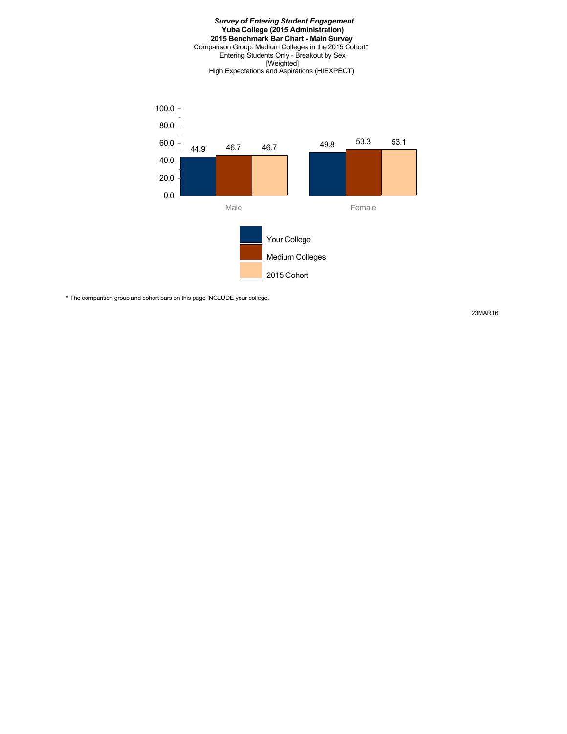***Survey of Entering Student Engagement***
**Yuba College (2015 Administration)**
**2015 Benchmark Bar Chart - Main Survey**
Comparison Group: Medium Colleges in the 2015 Cohort*
Entering Students Only - Breakout by Sex
[Weighted]
High Expectations and Aspirations (HIEXPECT)

| | Your College | Medium Colleges | 2015 Cohort |
|---|---|---|---|
| Male | 44.9 | 46.7 | 46.7 |
| Female | 49.8 | 53.3 | 53.1 |

* The comparison group and cohort bars on this page INCLUDE your college.

23MAR16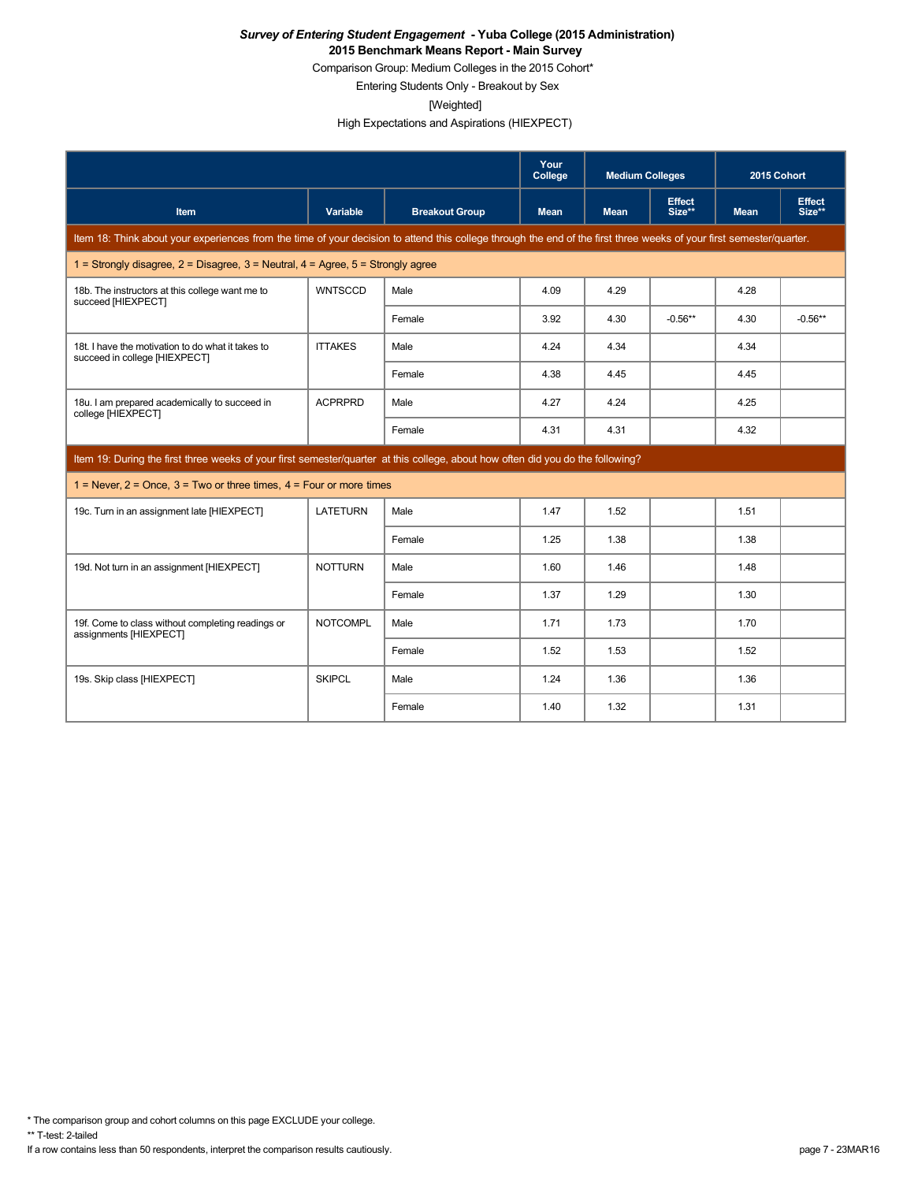***Survey of Entering Student Engagement* - Yuba College (2015 Administration)**

**2015 Benchmark Means Report - Main Survey**

Comparison Group: Medium Colleges in the 2015 Cohort*

Entering Students Only - Breakout by Sex

[Weighted]

High Expectations and Aspirations (HIEXPECT)

| Item | Variable | Breakout Group | Your College | Medium Colleges | | 2015 Cohort | |
|---|---|---|---|---|---|---|---|
| | | | Mean | Mean | Effect Size** | Mean | Effect Size** |
| Item 18: Think about your experiences from the time of your decision to attend this college through the end of the first three weeks of your first semester/quarter. | | | | | | | |
| 1 = Strongly disagree, 2 = Disagree, 3 = Neutral, 4 = Agree, 5 = Strongly agree | | | | | | | |
| 18b. The instructors at this college want me to succeed [HIEXPECT] | WNTSCCD | Male | 4.09 | 4.29 | | 4.28 | |
| | | Female | 3.92 | 4.30 | -0.56** | 4.30 | -0.56** |
| 18t. I have the motivation to do what it takes to succeed in college [HIEXPECT] | ITTAKES | Male | 4.24 | 4.34 | | 4.34 | |
| | | Female | 4.38 | 4.45 | | 4.45 | |
| 18u. I am prepared academically to succeed in college [HIEXPECT] | ACPRPRD | Male | 4.27 | 4.24 | | 4.25 | |
| | | Female | 4.31 | 4.31 | | 4.32 | |
| Item 19: During the first three weeks of your first semester/quarter at this college, about how often did you do the following? | | | | | | | |
| 1 = Never, 2 = Once, 3 = Two or three times, 4 = Four or more times | | | | | | | |
| 19c. Turn in an assignment late [HIEXPECT] | LATETURN | Male | 1.47 | 1.52 | | 1.51 | |
| | | Female | 1.25 | 1.38 | | 1.38 | |
| 19d. Not turn in an assignment [HIEXPECT] | NOTTURN | Male | 1.60 | 1.46 | | 1.48 | |
| | | Female | 1.37 | 1.29 | | 1.30 | |
| 19f. Come to class without completing readings or assignments [HIEXPECT] | NOTCOMPL | Male | 1.71 | 1.73 | | 1.70 | |
| | | Female | 1.52 | 1.53 | | 1.52 | |
| 19s. Skip class [HIEXPECT] | SKIPCL | Male | 1.24 | 1.36 | | 1.36 | |
| | | Female | 1.40 | 1.32 | | 1.31 | |

* The comparison group and cohort columns on this page EXCLUDE your college.

** T-test: 2-tailed

If a row contains less than 50 respondents, interpret the comparison results cautiously.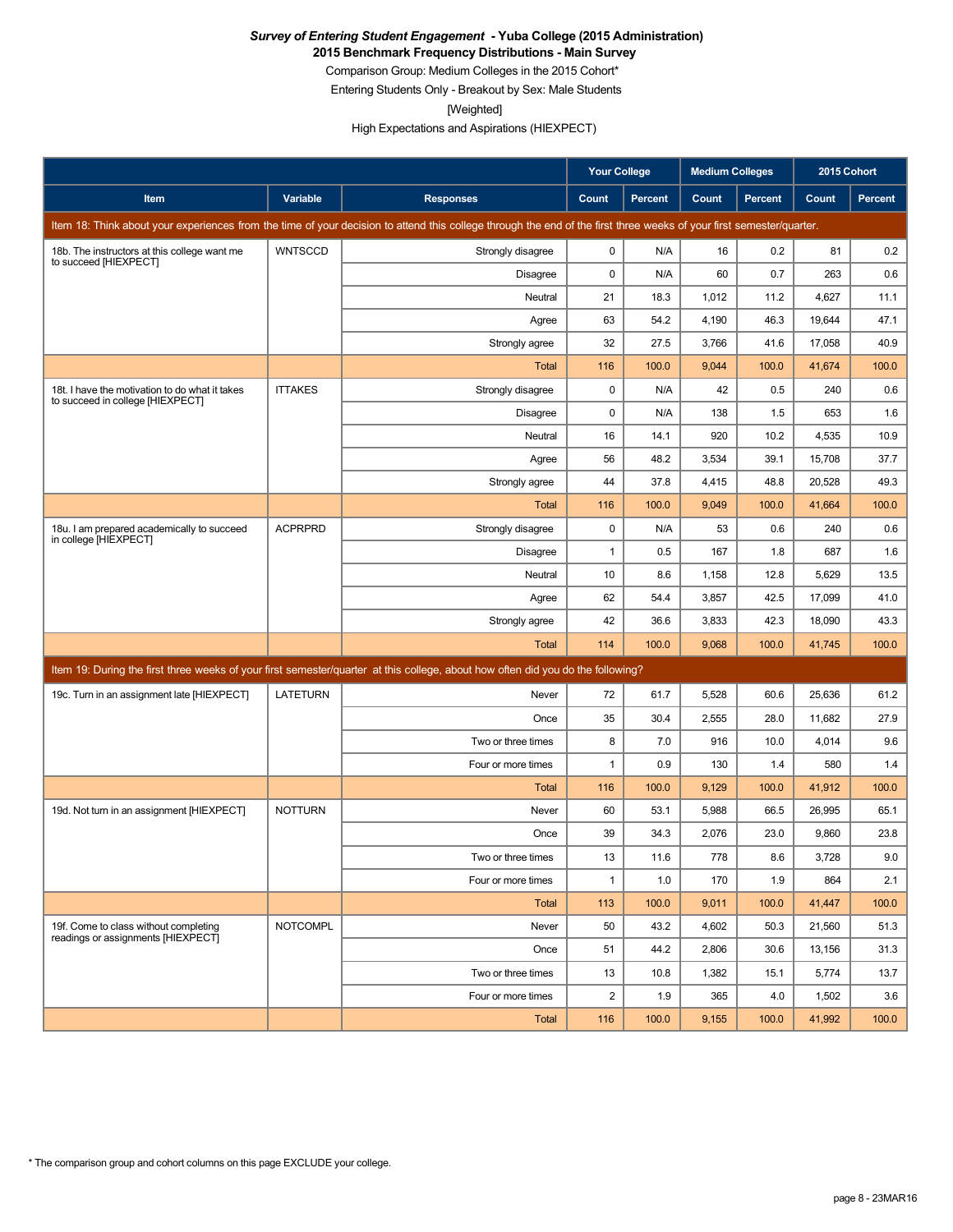***Survey of Entering Student Engagement* - Yuba College (2015 Administration)**

**2015 Benchmark Frequency Distributions - Main Survey**

Comparison Group: Medium Colleges in the 2015 Cohort*

Entering Students Only - Breakout by Sex: Male Students

[Weighted]

High Expectations and Aspirations (HIEXPECT)

| | | | Your College | | Medium Colleges | | 2015 Cohort | |
|---|---|---|---|---|---|---|---|---|
| **Item** | **Variable** | **Responses** | **Count** | **Percent** | **Count** | **Percent** | **Count** | **Percent** |
| Item 18: Think about your experiences from the time of your decision to attend this college through the end of the first three weeks of your first semester/quarter. | | | | | | | | |
| 18b. The instructors at this college want me to succeed [HIEXPECT] | WNTSCCD | Strongly disagree | 0 | N/A | 16 | 0.2 | 81 | 0.2 |
| | | Disagree | 0 | N/A | 60 | 0.7 | 263 | 0.6 |
| | | Neutral | 21 | 18.3 | 1,012 | 11.2 | 4,627 | 11.1 |
| | | Agree | 63 | 54.2 | 4,190 | 46.3 | 19,644 | 47.1 |
| | | Strongly agree | 32 | 27.5 | 3,766 | 41.6 | 17,058 | 40.9 |
| | | Total | 116 | 100.0 | 9,044 | 100.0 | 41,674 | 100.0 |
| 18t. I have the motivation to do what it takes to succeed in college [HIEXPECT] | ITTAKES | Strongly disagree | 0 | N/A | 42 | 0.5 | 240 | 0.6 |
| | | Disagree | 0 | N/A | 138 | 1.5 | 653 | 1.6 |
| | | Neutral | 16 | 14.1 | 920 | 10.2 | 4,535 | 10.9 |
| | | Agree | 56 | 48.2 | 3,534 | 39.1 | 15,708 | 37.7 |
| | | Strongly agree | 44 | 37.8 | 4,415 | 48.8 | 20,528 | 49.3 |
| | | Total | 116 | 100.0 | 9,049 | 100.0 | 41,664 | 100.0 |
| 18u. I am prepared academically to succeed in college [HIEXPECT] | ACPRPRD | Strongly disagree | 0 | N/A | 53 | 0.6 | 240 | 0.6 |
| | | Disagree | 1 | 0.5 | 167 | 1.8 | 687 | 1.6 |
| | | Neutral | 10 | 8.6 | 1,158 | 12.8 | 5,629 | 13.5 |
| | | Agree | 62 | 54.4 | 3,857 | 42.5 | 17,099 | 41.0 |
| | | Strongly agree | 42 | 36.6 | 3,833 | 42.3 | 18,090 | 43.3 |
| | | Total | 114 | 100.0 | 9,068 | 100.0 | 41,745 | 100.0 |
| Item 19: During the first three weeks of your first semester/quarter at this college, about how often did you do the following? | | | | | | | | |
| 19c. Turn in an assignment late [HIEXPECT] | LATETURN | Never | 72 | 61.7 | 5,528 | 60.6 | 25,636 | 61.2 |
| | | Once | 35 | 30.4 | 2,555 | 28.0 | 11,682 | 27.9 |
| | | Two or three times | 8 | 7.0 | 916 | 10.0 | 4,014 | 9.6 |
| | | Four or more times | 1 | 0.9 | 130 | 1.4 | 580 | 1.4 |
| | | Total | 116 | 100.0 | 9,129 | 100.0 | 41,912 | 100.0 |
| 19d. Not turn in an assignment [HIEXPECT] | NOTTURN | Never | 60 | 53.1 | 5,988 | 66.5 | 26,995 | 65.1 |
| | | Once | 39 | 34.3 | 2,076 | 23.0 | 9,860 | 23.8 |
| | | Two or three times | 13 | 11.6 | 778 | 8.6 | 3,728 | 9.0 |
| | | Four or more times | 1 | 1.0 | 170 | 1.9 | 864 | 2.1 |
| | | Total | 113 | 100.0 | 9,011 | 100.0 | 41,447 | 100.0 |
| 19f. Come to class without completing readings or assignments [HIEXPECT] | NOTCOMPL | Never | 50 | 43.2 | 4,602 | 50.3 | 21,560 | 51.3 |
| | | Once | 51 | 44.2 | 2,806 | 30.6 | 13,156 | 31.3 |
| | | Two or three times | 13 | 10.8 | 1,382 | 15.1 | 5,774 | 13.7 |
| | | Four or more times | 2 | 1.9 | 365 | 4.0 | 1,502 | 3.6 |
| | | Total | 116 | 100.0 | 9,155 | 100.0 | 41,992 | 100.0 |

\* The comparison group and cohort columns on this page EXCLUDE your college.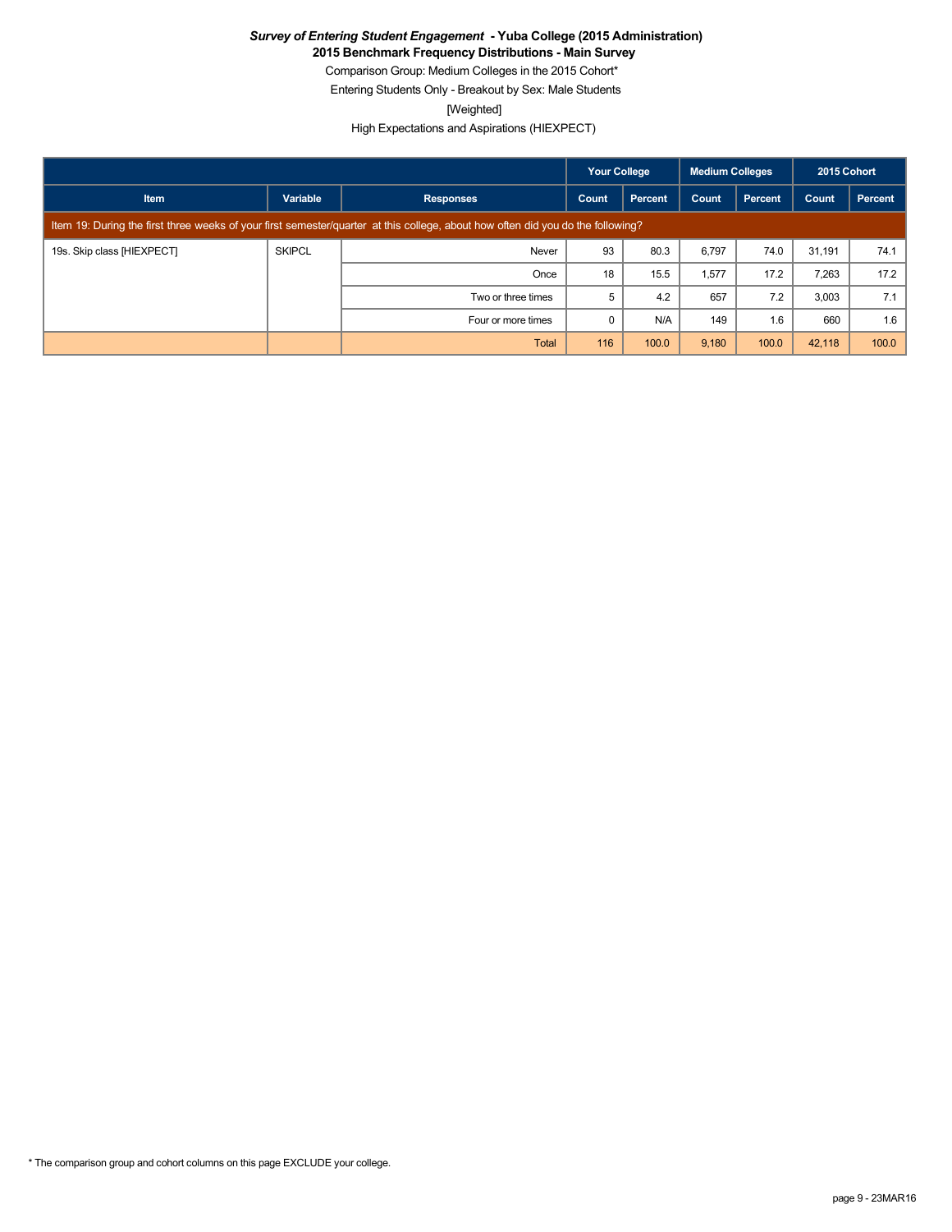***Survey of Entering Student Engagement* - Yuba College (2015 Administration)**

**2015 Benchmark Frequency Distributions - Main Survey**

Comparison Group: Medium Colleges in the 2015 Cohort*

Entering Students Only - Breakout by Sex: Male Students

[Weighted]

High Expectations and Aspirations (HIEXPECT)

| | | | Your College | | Medium Colleges | | 2015 Cohort | |
|---|---|---|---|---|---|---|---|---|
| **Item** | **Variable** | **Responses** | **Count** | **Percent** | **Count** | **Percent** | **Count** | **Percent** |
| Item 19: During the first three weeks of your first semester/quarter at this college, about how often did you do the following? | | | | | | | | |
| 19s. Skip class [HIEXPECT] | SKIPCL | Never | 93 | 80.3 | 6,797 | 74.0 | 31,191 | 74.1 |
| | | Once | 18 | 15.5 | 1,577 | 17.2 | 7,263 | 17.2 |
| | | Two or three times | 5 | 4.2 | 657 | 7.2 | 3,003 | 7.1 |
| | | Four or more times | 0 | N/A | 149 | 1.6 | 660 | 1.6 |
| | | Total | 116 | 100.0 | 9,180 | 100.0 | 42,118 | 100.0 |

* The comparison group and cohort columns on this page EXCLUDE your college.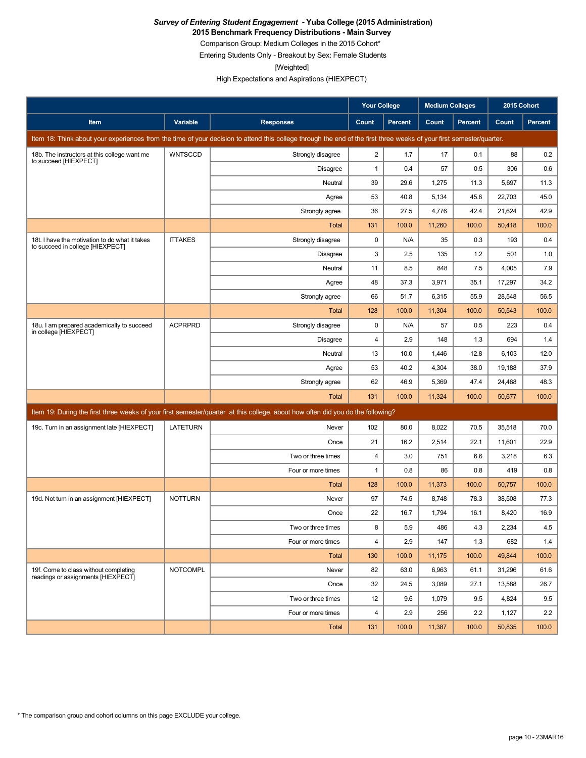***Survey of Entering Student Engagement* - Yuba College (2015 Administration)**

**2015 Benchmark Frequency Distributions - Main Survey**

Comparison Group: Medium Colleges in the 2015 Cohort*

Entering Students Only - Breakout by Sex: Female Students

[Weighted]

High Expectations and Aspirations (HIEXPECT)

| | | | Your College | | Medium Colleges | | 2015 Cohort | |
|---|---|---|---|---|---|---|---|---|
| Item | Variable | Responses | Count | Percent | Count | Percent | Count | Percent |
| Item 18: Think about your experiences from the time of your decision to attend this college through the end of the first three weeks of your first semester/quarter. | | | | | | | | |
| 18b. The instructors at this college want me to succeed [HIEXPECT] | WNTSCCD | Strongly disagree | 2 | 1.7 | 17 | 0.1 | 88 | 0.2 |
| | | Disagree | 1 | 0.4 | 57 | 0.5 | 306 | 0.6 |
| | | Neutral | 39 | 29.6 | 1,275 | 11.3 | 5,697 | 11.3 |
| | | Agree | 53 | 40.8 | 5,134 | 45.6 | 22,703 | 45.0 |
| | | Strongly agree | 36 | 27.5 | 4,776 | 42.4 | 21,624 | 42.9 |
| | | Total | 131 | 100.0 | 11,260 | 100.0 | 50,418 | 100.0 |
| 18t. I have the motivation to do what it takes to succeed in college [HIEXPECT] | ITTAKES | Strongly disagree | 0 | N/A | 35 | 0.3 | 193 | 0.4 |
| | | Disagree | 3 | 2.5 | 135 | 1.2 | 501 | 1.0 |
| | | Neutral | 11 | 8.5 | 848 | 7.5 | 4,005 | 7.9 |
| | | Agree | 48 | 37.3 | 3,971 | 35.1 | 17,297 | 34.2 |
| | | Strongly agree | 66 | 51.7 | 6,315 | 55.9 | 28,548 | 56.5 |
| | | Total | 128 | 100.0 | 11,304 | 100.0 | 50,543 | 100.0 |
| 18u. I am prepared academically to succeed in college [HIEXPECT] | ACPRPRD | Strongly disagree | 0 | N/A | 57 | 0.5 | 223 | 0.4 |
| | | Disagree | 4 | 2.9 | 148 | 1.3 | 694 | 1.4 |
| | | Neutral | 13 | 10.0 | 1,446 | 12.8 | 6,103 | 12.0 |
| | | Agree | 53 | 40.2 | 4,304 | 38.0 | 19,188 | 37.9 |
| | | Strongly agree | 62 | 46.9 | 5,369 | 47.4 | 24,468 | 48.3 |
| | | Total | 131 | 100.0 | 11,324 | 100.0 | 50,677 | 100.0 |
| Item 19: During the first three weeks of your first semester/quarter at this college, about how often did you do the following? | | | | | | | | |
| 19c. Turn in an assignment late [HIEXPECT] | LATETURN | Never | 102 | 80.0 | 8,022 | 70.5 | 35,518 | 70.0 |
| | | Once | 21 | 16.2 | 2,514 | 22.1 | 11,601 | 22.9 |
| | | Two or three times | 4 | 3.0 | 751 | 6.6 | 3,218 | 6.3 |
| | | Four or more times | 1 | 0.8 | 86 | 0.8 | 419 | 0.8 |
| | | Total | 128 | 100.0 | 11,373 | 100.0 | 50,757 | 100.0 |
| 19d. Not turn in an assignment [HIEXPECT] | NOTTURN | Never | 97 | 74.5 | 8,748 | 78.3 | 38,508 | 77.3 |
| | | Once | 22 | 16.7 | 1,794 | 16.1 | 8,420 | 16.9 |
| | | Two or three times | 8 | 5.9 | 486 | 4.3 | 2,234 | 4.5 |
| | | Four or more times | 4 | 2.9 | 147 | 1.3 | 682 | 1.4 |
| | | Total | 130 | 100.0 | 11,175 | 100.0 | 49,844 | 100.0 |
| 19f. Come to class without completing readings or assignments [HIEXPECT] | NOTCOMPL | Never | 82 | 63.0 | 6,963 | 61.1 | 31,296 | 61.6 |
| | | Once | 32 | 24.5 | 3,089 | 27.1 | 13,588 | 26.7 |
| | | Two or three times | 12 | 9.6 | 1,079 | 9.5 | 4,824 | 9.5 |
| | | Four or more times | 4 | 2.9 | 256 | 2.2 | 1,127 | 2.2 |
| | | Total | 131 | 100.0 | 11,387 | 100.0 | 50,835 | 100.0 |

* The comparison group and cohort columns on this page EXCLUDE your college.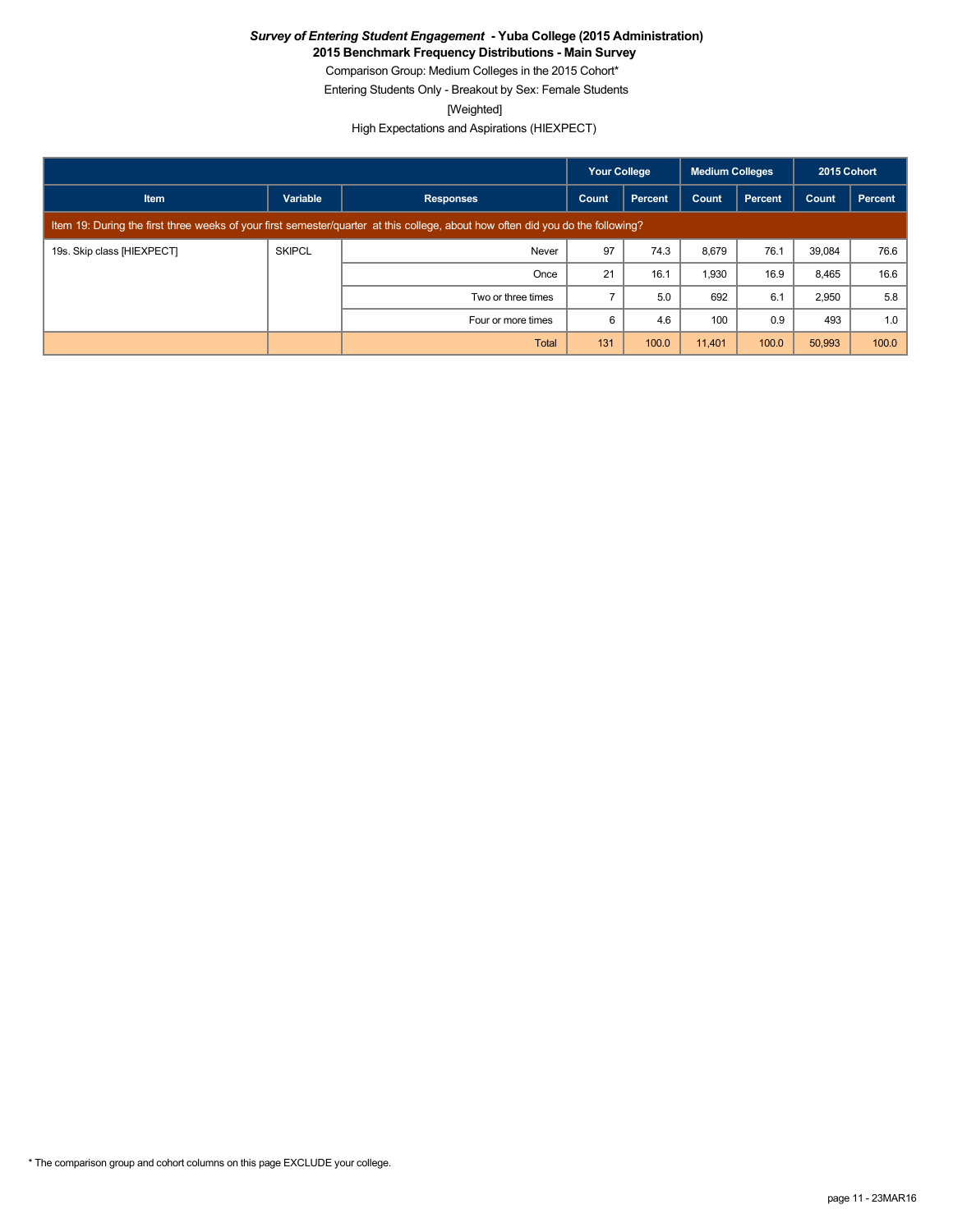***Survey of Entering Student Engagement* - Yuba College (2015 Administration)**

**2015 Benchmark Frequency Distributions - Main Survey**

Comparison Group: Medium Colleges in the 2015 Cohort*

Entering Students Only - Breakout by Sex: Female Students

[Weighted]

High Expectations and Aspirations (HIEXPECT)

| | | | Your College | | Medium Colleges | | 2015 Cohort | |
|---|---|---|---|---|---|---|---|---|
| Item | Variable | Responses | Count | Percent | Count | Percent | Count | Percent |
| Item 19: During the first three weeks of your first semester/quarter at this college, about how often did you do the following? | | | | | | | | |
| 19s. Skip class [HIEXPECT] | SKIPCL | Never | 97 | 74.3 | 8,679 | 76.1 | 39,084 | 76.6 |
| | | Once | 21 | 16.1 | 1,930 | 16.9 | 8,465 | 16.6 |
| | | Two or three times | 7 | 5.0 | 692 | 6.1 | 2,950 | 5.8 |
| | | Four or more times | 6 | 4.6 | 100 | 0.9 | 493 | 1.0 |
| | | Total | 131 | 100.0 | 11,401 | 100.0 | 50,993 | 100.0 |

* The comparison group and cohort columns on this page EXCLUDE your college.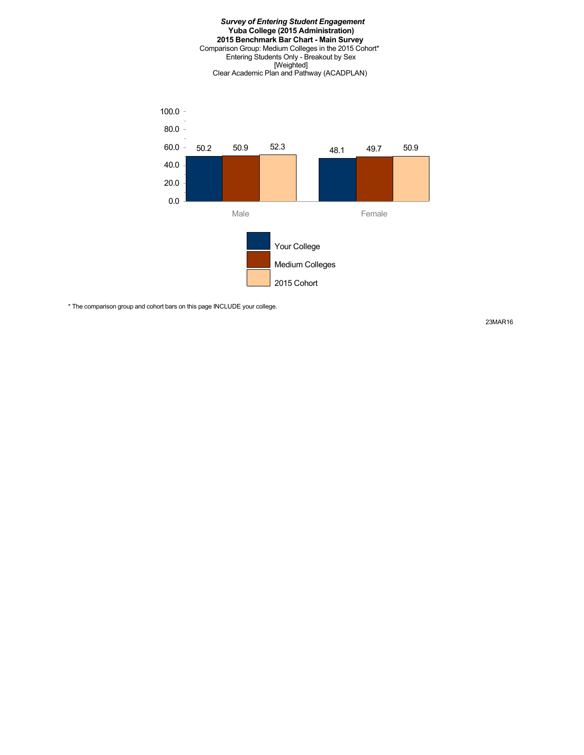***Survey of Entering Student Engagement***
**Yuba College (2015 Administration)**
**2015 Benchmark Bar Chart - Main Survey**
Comparison Group: Medium Colleges in the 2015 Cohort*
Entering Students Only - Breakout by Sex
[Weighted]
Clear Academic Plan and Pathway (ACADPLAN)

| | Your College | Medium Colleges | 2015 Cohort |
|---|---|---|---|
| Male | 50.2 | 50.9 | 52.3 |
| Female | 48.1 | 49.7 | 50.9 |

* The comparison group and cohort bars on this page INCLUDE your college.

23MAR16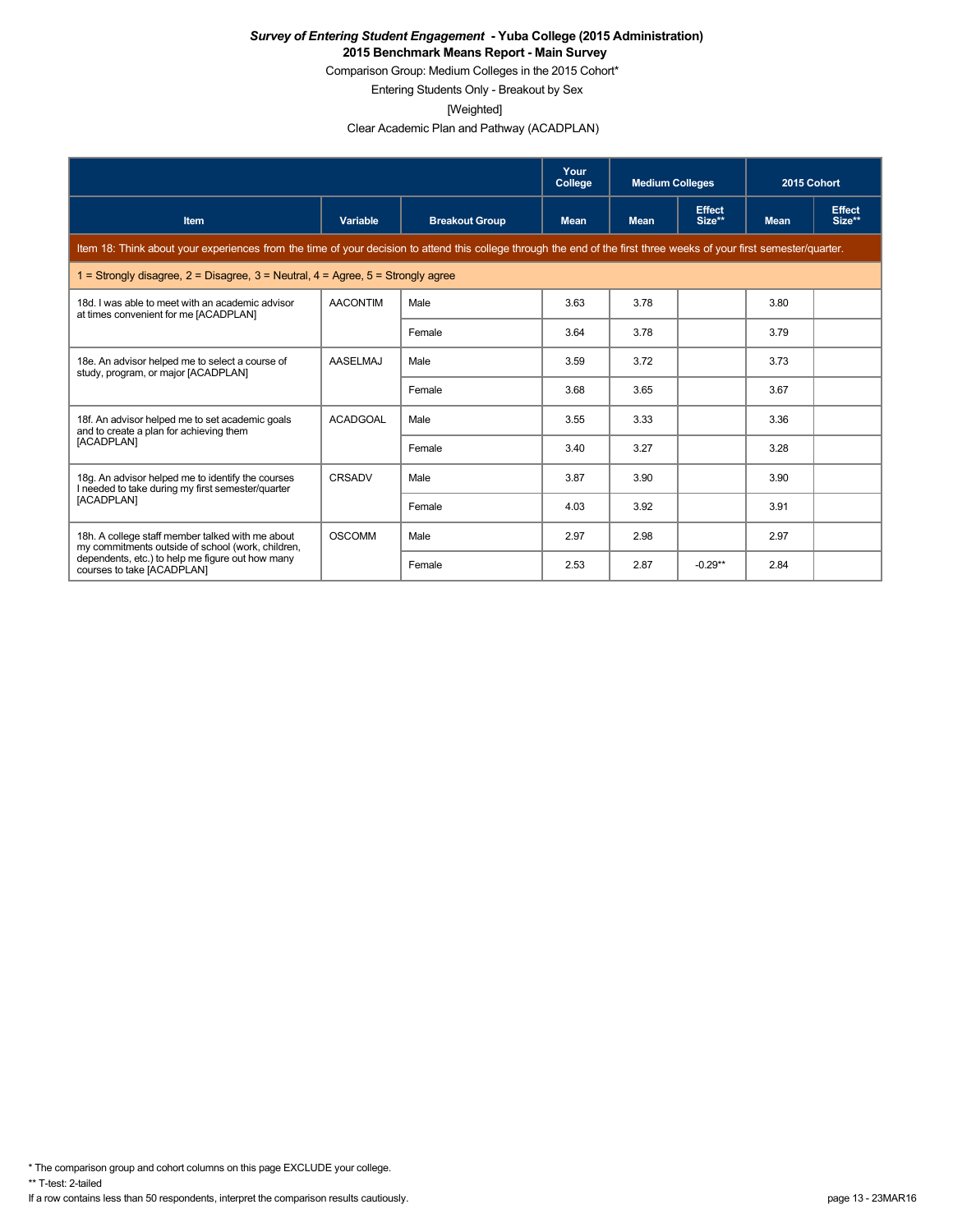***Survey of Entering Student Engagement* - Yuba College (2015 Administration)**

**2015 Benchmark Means Report - Main Survey**

Comparison Group: Medium Colleges in the 2015 Cohort*

Entering Students Only - Breakout by Sex

[Weighted]

Clear Academic Plan and Pathway (ACADPLAN)

| | | | Your College | Medium Colleges | | 2015 Cohort | |
|---|---|---|---|---|---|---|---|
| **Item** | **Variable** | **Breakout Group** | **Mean** | **Mean** | **Effect Size**** | **Mean** | **Effect Size**** |
| Item 18: Think about your experiences from the time of your decision to attend this college through the end of the first three weeks of your first semester/quarter. | | | | | | | |
| 1 = Strongly disagree, 2 = Disagree, 3 = Neutral, 4 = Agree, 5 = Strongly agree | | | | | | | |
| 18d. I was able to meet with an academic advisor at times convenient for me [ACADPLAN] | AACONTIM | Male | 3.63 | 3.78 | | 3.80 | |
| | | Female | 3.64 | 3.78 | | 3.79 | |
| 18e. An advisor helped me to select a course of study, program, or major [ACADPLAN] | AASELMAJ | Male | 3.59 | 3.72 | | 3.73 | |
| | | Female | 3.68 | 3.65 | | 3.67 | |
| 18f. An advisor helped me to set academic goals and to create a plan for achieving them [ACADPLAN] | ACADGOAL | Male | 3.55 | 3.33 | | 3.36 | |
| | | Female | 3.40 | 3.27 | | 3.28 | |
| 18g. An advisor helped me to identify the courses I needed to take during my first semester/quarter [ACADPLAN] | CRSADV | Male | 3.87 | 3.90 | | 3.90 | |
| | | Female | 4.03 | 3.92 | | 3.91 | |
| 18h. A college staff member talked with me about my commitments outside of school (work, children, dependents, etc.) to help me figure out how many courses to take [ACADPLAN] | OSCOMM | Male | 2.97 | 2.98 | | 2.97 | |
| | | Female | 2.53 | 2.87 | -0.29** | 2.84 | |

* The comparison group and cohort columns on this page EXCLUDE your college.

** T-test: 2-tailed

If a row contains less than 50 respondents, interpret the comparison results cautiously.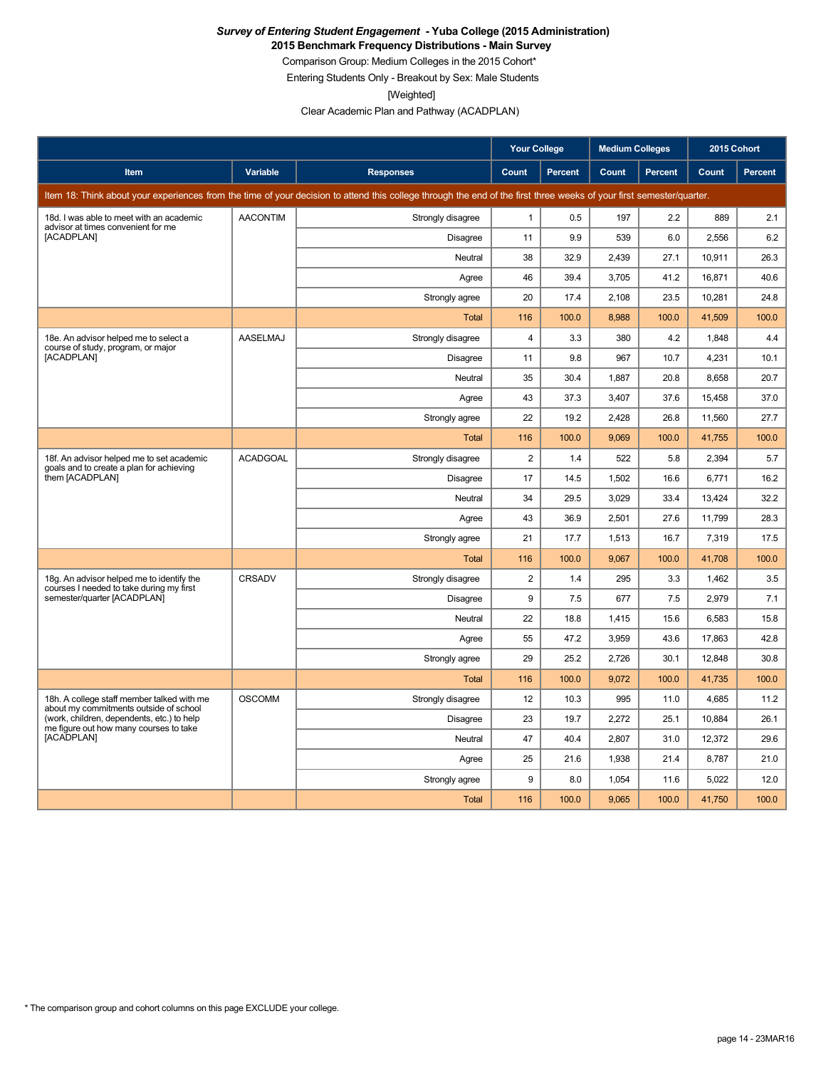***Survey of Entering Student Engagement* - Yuba College (2015 Administration)**

**2015 Benchmark Frequency Distributions - Main Survey**

Comparison Group: Medium Colleges in the 2015 Cohort*

Entering Students Only - Breakout by Sex: Male Students

[Weighted]

Clear Academic Plan and Pathway (ACADPLAN)

| | | | Your College | | Medium Colleges | | 2015 Cohort | |
|---|---|---|---|---|---|---|---|---|
| **Item** | **Variable** | **Responses** | **Count** | **Percent** | **Count** | **Percent** | **Count** | **Percent** |
| Item 18: Think about your experiences from the time of your decision to attend this college through the end of the first three weeks of your first semester/quarter. | | | | | | | | |
| 18d. I was able to meet with an academic advisor at times convenient for me [ACADPLAN] | AACONTIM | Strongly disagree | 1 | 0.5 | 197 | 2.2 | 889 | 2.1 |
| | | Disagree | 11 | 9.9 | 539 | 6.0 | 2,556 | 6.2 |
| | | Neutral | 38 | 32.9 | 2,439 | 27.1 | 10,911 | 26.3 |
| | | Agree | 46 | 39.4 | 3,705 | 41.2 | 16,871 | 40.6 |
| | | Strongly agree | 20 | 17.4 | 2,108 | 23.5 | 10,281 | 24.8 |
| | | Total | 116 | 100.0 | 8,988 | 100.0 | 41,509 | 100.0 |
| 18e. An advisor helped me to select a course of study, program, or major [ACADPLAN] | AASELMAJ | Strongly disagree | 4 | 3.3 | 380 | 4.2 | 1,848 | 4.4 |
| | | Disagree | 11 | 9.8 | 967 | 10.7 | 4,231 | 10.1 |
| | | Neutral | 35 | 30.4 | 1,887 | 20.8 | 8,658 | 20.7 |
| | | Agree | 43 | 37.3 | 3,407 | 37.6 | 15,458 | 37.0 |
| | | Strongly agree | 22 | 19.2 | 2,428 | 26.8 | 11,560 | 27.7 |
| | | Total | 116 | 100.0 | 9,069 | 100.0 | 41,755 | 100.0 |
| 18f. An advisor helped me to set academic goals and to create a plan for achieving them [ACADPLAN] | ACADGOAL | Strongly disagree | 2 | 1.4 | 522 | 5.8 | 2,394 | 5.7 |
| | | Disagree | 17 | 14.5 | 1,502 | 16.6 | 6,771 | 16.2 |
| | | Neutral | 34 | 29.5 | 3,029 | 33.4 | 13,424 | 32.2 |
| | | Agree | 43 | 36.9 | 2,501 | 27.6 | 11,799 | 28.3 |
| | | Strongly agree | 21 | 17.7 | 1,513 | 16.7 | 7,319 | 17.5 |
| | | Total | 116 | 100.0 | 9,067 | 100.0 | 41,708 | 100.0 |
| 18g. An advisor helped me to identify the courses I needed to take during my first semester/quarter [ACADPLAN] | CRSADV | Strongly disagree | 2 | 1.4 | 295 | 3.3 | 1,462 | 3.5 |
| | | Disagree | 9 | 7.5 | 677 | 7.5 | 2,979 | 7.1 |
| | | Neutral | 22 | 18.8 | 1,415 | 15.6 | 6,583 | 15.8 |
| | | Agree | 55 | 47.2 | 3,959 | 43.6 | 17,863 | 42.8 |
| | | Strongly agree | 29 | 25.2 | 2,726 | 30.1 | 12,848 | 30.8 |
| | | Total | 116 | 100.0 | 9,072 | 100.0 | 41,735 | 100.0 |
| 18h. A college staff member talked with me about my commitments outside of school (work, children, dependents, etc.) to help me figure out how many courses to take [ACADPLAN] | OSCOMM | Strongly disagree | 12 | 10.3 | 995 | 11.0 | 4,685 | 11.2 |
| | | Disagree | 23 | 19.7 | 2,272 | 25.1 | 10,884 | 26.1 |
| | | Neutral | 47 | 40.4 | 2,807 | 31.0 | 12,372 | 29.6 |
| | | Agree | 25 | 21.6 | 1,938 | 21.4 | 8,787 | 21.0 |
| | | Strongly agree | 9 | 8.0 | 1,054 | 11.6 | 5,022 | 12.0 |
| | | Total | 116 | 100.0 | 9,065 | 100.0 | 41,750 | 100.0 |

* The comparison group and cohort columns on this page EXCLUDE your college.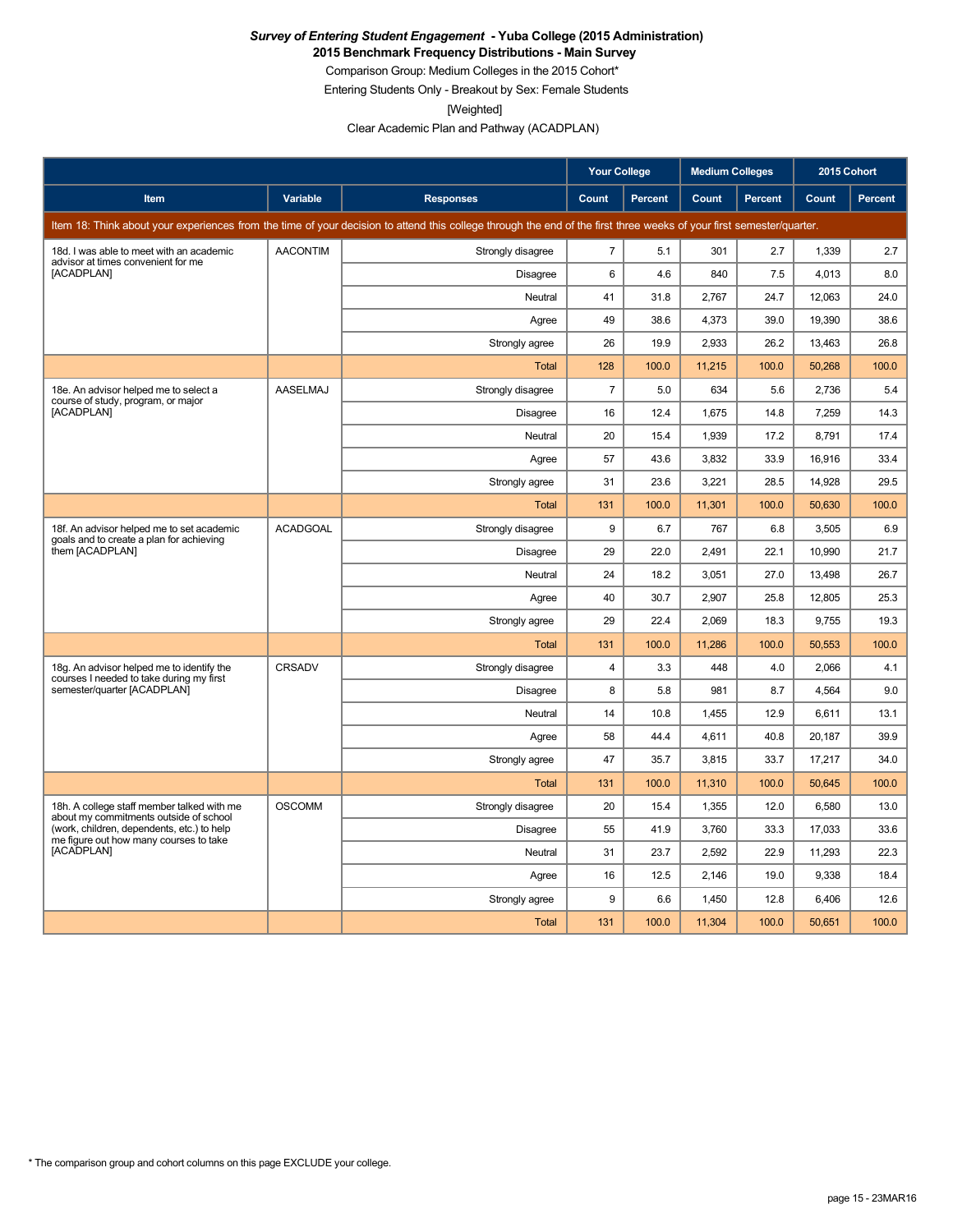***Survey of Entering Student Engagement* - Yuba College (2015 Administration)**
**2015 Benchmark Frequency Distributions - Main Survey**
Comparison Group: Medium Colleges in the 2015 Cohort*
Entering Students Only - Breakout by Sex: Female Students
[Weighted]
Clear Academic Plan and Pathway (ACADPLAN)

| | | | Your College | | Medium Colleges | | 2015 Cohort | |
|---|---|---|---|---|---|---|---|---|
| **Item** | **Variable** | **Responses** | **Count** | **Percent** | **Count** | **Percent** | **Count** | **Percent** |
| Item 18: Think about your experiences from the time of your decision to attend this college through the end of the first three weeks of your first semester/quarter. | | | | | | | | |
| 18d. I was able to meet with an academic advisor at times convenient for me [ACADPLAN] | AACONTIM | Strongly disagree | 7 | 5.1 | 301 | 2.7 | 1,339 | 2.7 |
| | | Disagree | 6 | 4.6 | 840 | 7.5 | 4,013 | 8.0 |
| | | Neutral | 41 | 31.8 | 2,767 | 24.7 | 12,063 | 24.0 |
| | | Agree | 49 | 38.6 | 4,373 | 39.0 | 19,390 | 38.6 |
| | | Strongly agree | 26 | 19.9 | 2,933 | 26.2 | 13,463 | 26.8 |
| | | Total | 128 | 100.0 | 11,215 | 100.0 | 50,268 | 100.0 |
| 18e. An advisor helped me to select a course of study, program, or major [ACADPLAN] | AASELMAJ | Strongly disagree | 7 | 5.0 | 634 | 5.6 | 2,736 | 5.4 |
| | | Disagree | 16 | 12.4 | 1,675 | 14.8 | 7,259 | 14.3 |
| | | Neutral | 20 | 15.4 | 1,939 | 17.2 | 8,791 | 17.4 |
| | | Agree | 57 | 43.6 | 3,832 | 33.9 | 16,916 | 33.4 |
| | | Strongly agree | 31 | 23.6 | 3,221 | 28.5 | 14,928 | 29.5 |
| | | Total | 131 | 100.0 | 11,301 | 100.0 | 50,630 | 100.0 |
| 18f. An advisor helped me to set academic goals and to create a plan for achieving them [ACADPLAN] | ACADGOAL | Strongly disagree | 9 | 6.7 | 767 | 6.8 | 3,505 | 6.9 |
| | | Disagree | 29 | 22.0 | 2,491 | 22.1 | 10,990 | 21.7 |
| | | Neutral | 24 | 18.2 | 3,051 | 27.0 | 13,498 | 26.7 |
| | | Agree | 40 | 30.7 | 2,907 | 25.8 | 12,805 | 25.3 |
| | | Strongly agree | 29 | 22.4 | 2,069 | 18.3 | 9,755 | 19.3 |
| | | Total | 131 | 100.0 | 11,286 | 100.0 | 50,553 | 100.0 |
| 18g. An advisor helped me to identify the courses I needed to take during my first semester/quarter [ACADPLAN] | CRSADV | Strongly disagree | 4 | 3.3 | 448 | 4.0 | 2,066 | 4.1 |
| | | Disagree | 8 | 5.8 | 981 | 8.7 | 4,564 | 9.0 |
| | | Neutral | 14 | 10.8 | 1,455 | 12.9 | 6,611 | 13.1 |
| | | Agree | 58 | 44.4 | 4,611 | 40.8 | 20,187 | 39.9 |
| | | Strongly agree | 47 | 35.7 | 3,815 | 33.7 | 17,217 | 34.0 |
| | | Total | 131 | 100.0 | 11,310 | 100.0 | 50,645 | 100.0 |
| 18h. A college staff member talked with me about my commitments outside of school (work, children, dependents, etc.) to help me figure out how many courses to take [ACADPLAN] | OSCOMM | Strongly disagree | 20 | 15.4 | 1,355 | 12.0 | 6,580 | 13.0 |
| | | Disagree | 55 | 41.9 | 3,760 | 33.3 | 17,033 | 33.6 |
| | | Neutral | 31 | 23.7 | 2,592 | 22.9 | 11,293 | 22.3 |
| | | Agree | 16 | 12.5 | 2,146 | 19.0 | 9,338 | 18.4 |
| | | Strongly agree | 9 | 6.6 | 1,450 | 12.8 | 6,406 | 12.6 |
| | | Total | 131 | 100.0 | 11,304 | 100.0 | 50,651 | 100.0 |

\* The comparison group and cohort columns on this page EXCLUDE your college.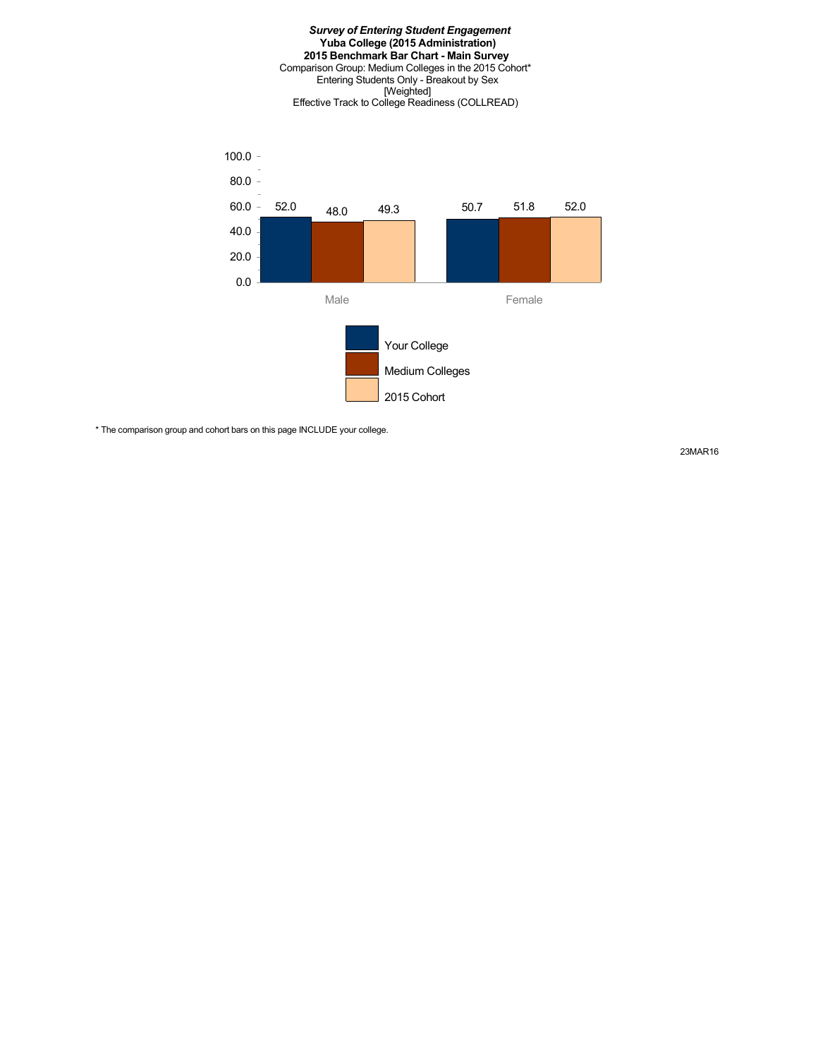***Survey of Entering Student Engagement***
**Yuba College (2015 Administration)**
**2015 Benchmark Bar Chart - Main Survey**
Comparison Group: Medium Colleges in the 2015 Cohort*
Entering Students Only - Breakout by Sex
[Weighted]
Effective Track to College Readiness (COLLREAD)

| | Your College | Medium Colleges | 2015 Cohort |
|---|---|---|---|
| Male | 52.0 | 48.0 | 49.3 |
| Female | 50.7 | 51.8 | 52.0 |

* The comparison group and cohort bars on this page INCLUDE your college.

23MAR16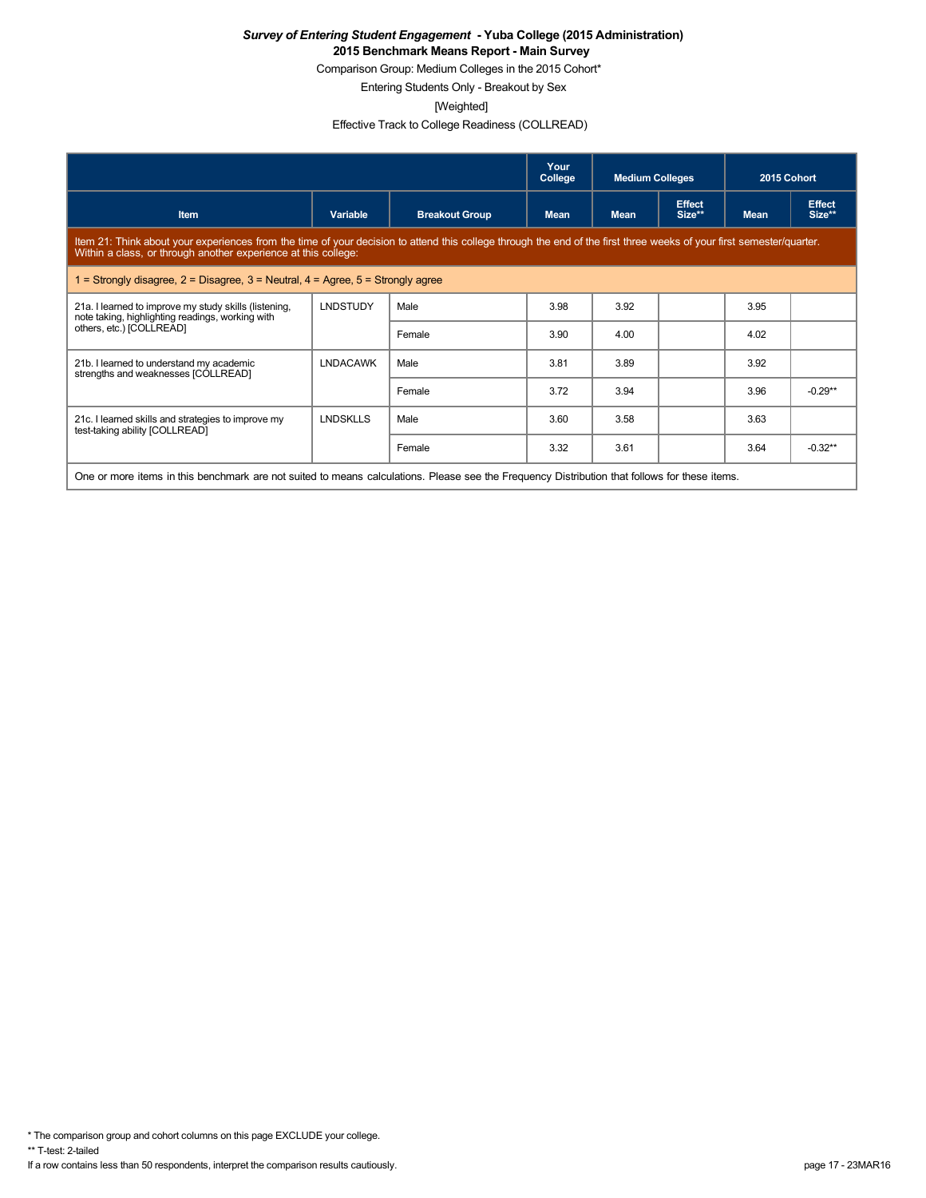***Survey of Entering Student Engagement* - Yuba College (2015 Administration)**

**2015 Benchmark Means Report - Main Survey**

Comparison Group: Medium Colleges in the 2015 Cohort*

Entering Students Only - Breakout by Sex

[Weighted]

Effective Track to College Readiness (COLLREAD)

| | | | Your College | Medium Colleges | | 2015 Cohort | |
|---|---|---|---|---|---|---|---|
| **Item** | **Variable** | **Breakout Group** | **Mean** | **Mean** | **Effect Size**** | **Mean** | **Effect Size**** |
| Item 21: Think about your experiences from the time of your decision to attend this college through the end of the first three weeks of your first semester/quarter. Within a class, or through another experience at this college: | | | | | | | |
| 1 = Strongly disagree, 2 = Disagree, 3 = Neutral, 4 = Agree, 5 = Strongly agree | | | | | | | |
| 21a. I learned to improve my study skills (listening, note taking, highlighting readings, working with others, etc.) [COLLREAD] | LNDSTUDY | Male | 3.98 | 3.92 | | 3.95 | |
| | | Female | 3.90 | 4.00 | | 4.02 | |
| 21b. I learned to understand my academic strengths and weaknesses [COLLREAD] | LNDACAWK | Male | 3.81 | 3.89 | | 3.92 | |
| | | Female | 3.72 | 3.94 | | 3.96 | -0.29** |
| 21c. I learned skills and strategies to improve my test-taking ability [COLLREAD] | LNDSKLLS | Male | 3.60 | 3.58 | | 3.63 | |
| | | Female | 3.32 | 3.61 | | 3.64 | -0.32** |

One or more items in this benchmark are not suited to means calculations. Please see the Frequency Distribution that follows for these items.

* The comparison group and cohort columns on this page EXCLUDE your college.

** T-test: 2-tailed

If a row contains less than 50 respondents, interpret the comparison results cautiously.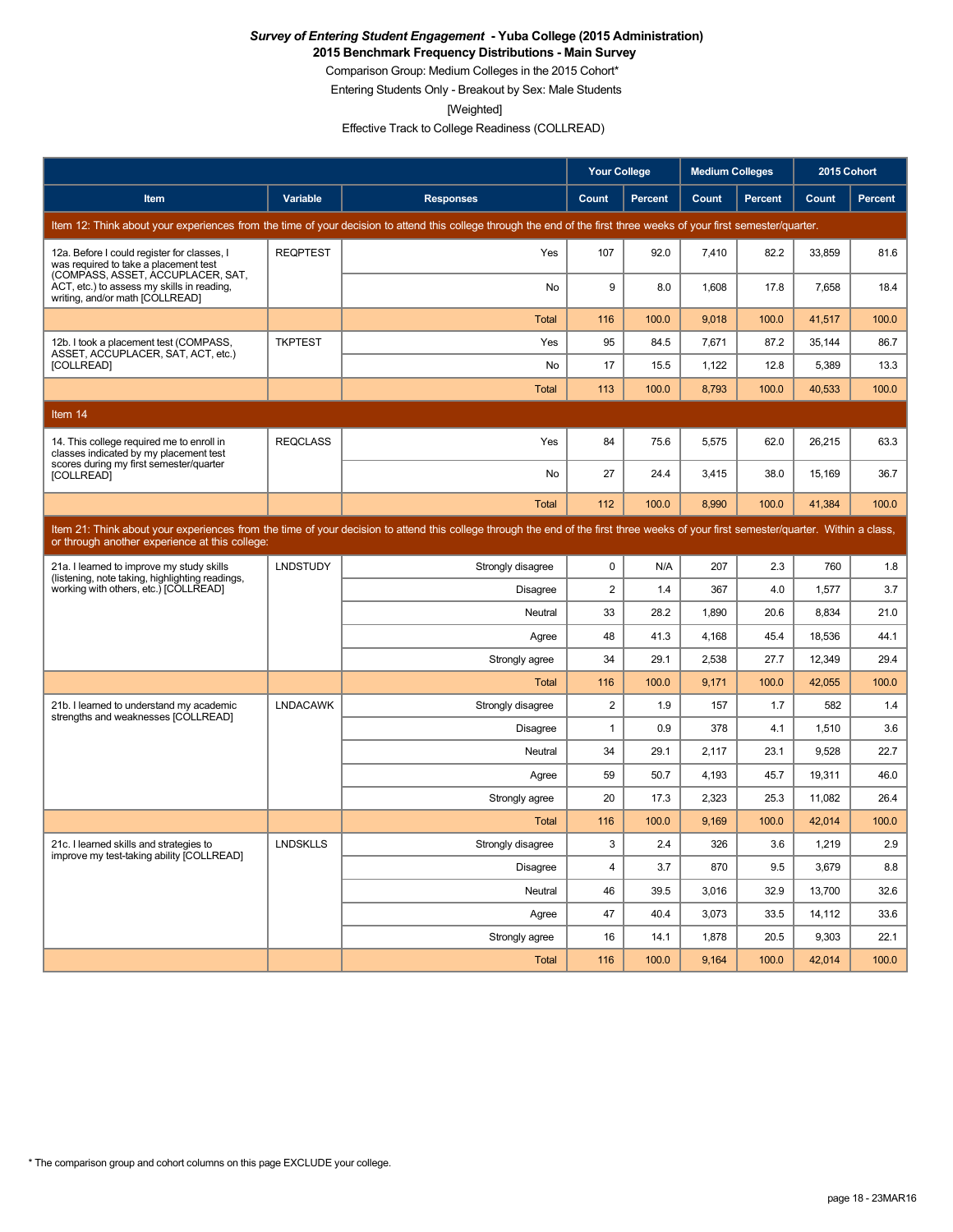***Survey of Entering Student Engagement* - Yuba College (2015 Administration)**

**2015 Benchmark Frequency Distributions - Main Survey**

Comparison Group: Medium Colleges in the 2015 Cohort*

Entering Students Only - Breakout by Sex: Male Students

[Weighted]

Effective Track to College Readiness (COLLREAD)

| | | | Your College | | Medium Colleges | | 2015 Cohort | |
|---|---|---|---|---|---|---|---|---|
| **Item** | **Variable** | **Responses** | **Count** | **Percent** | **Count** | **Percent** | **Count** | **Percent** |
| Item 12: Think about your experiences from the time of your decision to attend this college through the end of the first three weeks of your first semester/quarter. | | | | | | | | |
| 12a. Before I could register for classes, I was required to take a placement test (COMPASS, ASSET, ACCUPLACER, SAT, ACT, etc.) to assess my skills in reading, writing, and/or math [COLLREAD] | REQPTEST | Yes | 107 | 92.0 | 7,410 | 82.2 | 33,859 | 81.6 |
| | | No | 9 | 8.0 | 1,608 | 17.8 | 7,658 | 18.4 |
| | | Total | 116 | 100.0 | 9,018 | 100.0 | 41,517 | 100.0 |
| 12b. I took a placement test (COMPASS, ASSET, ACCUPLACER, SAT, ACT, etc.) [COLLREAD] | TKPTEST | Yes | 95 | 84.5 | 7,671 | 87.2 | 35,144 | 86.7 |
| | | No | 17 | 15.5 | 1,122 | 12.8 | 5,389 | 13.3 |
| | | Total | 113 | 100.0 | 8,793 | 100.0 | 40,533 | 100.0 |
| Item 14 | | | | | | | | |
| 14. This college required me to enroll in classes indicated by my placement test scores during my first semester/quarter [COLLREAD] | REQCLASS | Yes | 84 | 75.6 | 5,575 | 62.0 | 26,215 | 63.3 |
| | | No | 27 | 24.4 | 3,415 | 38.0 | 15,169 | 36.7 |
| | | Total | 112 | 100.0 | 8,990 | 100.0 | 41,384 | 100.0 |
| Item 21: Think about your experiences from the time of your decision to attend this college through the end of the first three weeks of your first semester/quarter. Within a class, or through another experience at this college: | | | | | | | | |
| 21a. I learned to improve my study skills (listening, note taking, highlighting readings, working with others, etc.) [COLLREAD] | LNDSTUDY | Strongly disagree | 0 | N/A | 207 | 2.3 | 760 | 1.8 |
| | | Disagree | 2 | 1.4 | 367 | 4.0 | 1,577 | 3.7 |
| | | Neutral | 33 | 28.2 | 1,890 | 20.6 | 8,834 | 21.0 |
| | | Agree | 48 | 41.3 | 4,168 | 45.4 | 18,536 | 44.1 |
| | | Strongly agree | 34 | 29.1 | 2,538 | 27.7 | 12,349 | 29.4 |
| | | Total | 116 | 100.0 | 9,171 | 100.0 | 42,055 | 100.0 |
| 21b. I learned to understand my academic strengths and weaknesses [COLLREAD] | LNDACAWK | Strongly disagree | 2 | 1.9 | 157 | 1.7 | 582 | 1.4 |
| | | Disagree | 1 | 0.9 | 378 | 4.1 | 1,510 | 3.6 |
| | | Neutral | 34 | 29.1 | 2,117 | 23.1 | 9,528 | 22.7 |
| | | Agree | 59 | 50.7 | 4,193 | 45.7 | 19,311 | 46.0 |
| | | Strongly agree | 20 | 17.3 | 2,323 | 25.3 | 11,082 | 26.4 |
| | | Total | 116 | 100.0 | 9,169 | 100.0 | 42,014 | 100.0 |
| 21c. I learned skills and strategies to improve my test-taking ability [COLLREAD] | LNDSKLLS | Strongly disagree | 3 | 2.4 | 326 | 3.6 | 1,219 | 2.9 |
| | | Disagree | 4 | 3.7 | 870 | 9.5 | 3,679 | 8.8 |
| | | Neutral | 46 | 39.5 | 3,016 | 32.9 | 13,700 | 32.6 |
| | | Agree | 47 | 40.4 | 3,073 | 33.5 | 14,112 | 33.6 |
| | | Strongly agree | 16 | 14.1 | 1,878 | 20.5 | 9,303 | 22.1 |
| | | Total | 116 | 100.0 | 9,164 | 100.0 | 42,014 | 100.0 |

* The comparison group and cohort columns on this page EXCLUDE your college.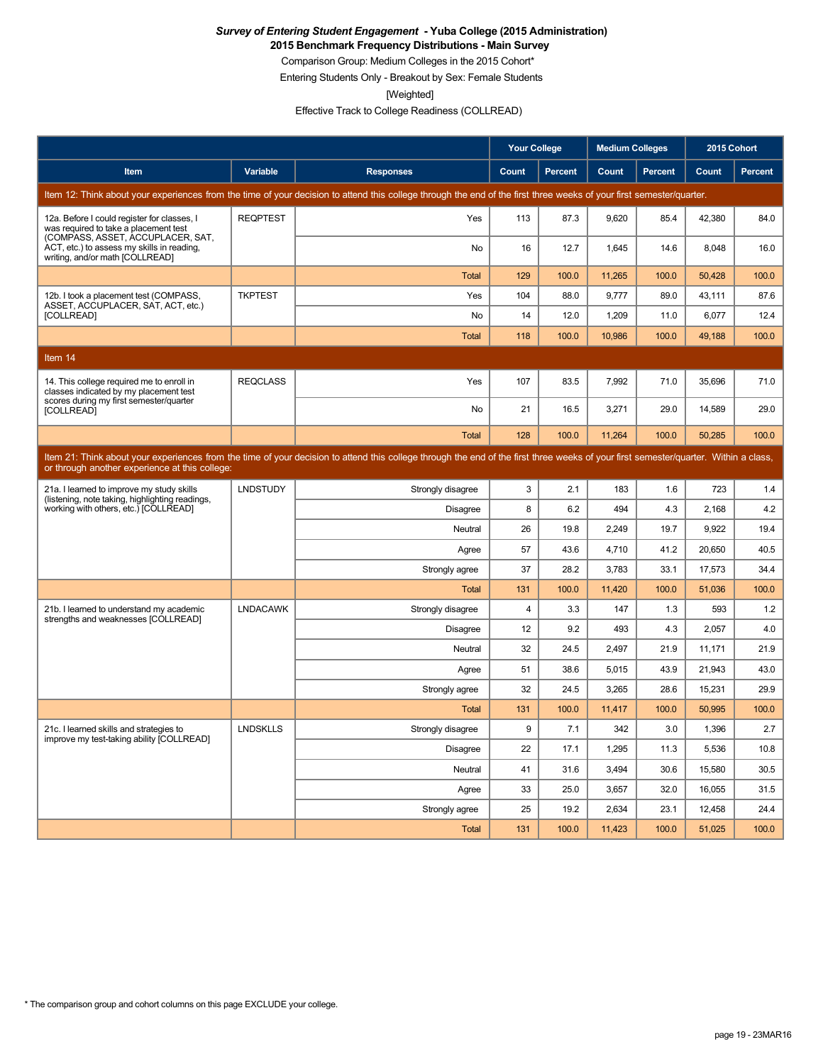***Survey of Entering Student Engagement* - Yuba College (2015 Administration)**

**2015 Benchmark Frequency Distributions - Main Survey**

Comparison Group: Medium Colleges in the 2015 Cohort*

Entering Students Only - Breakout by Sex: Female Students

[Weighted]

Effective Track to College Readiness (COLLREAD)

| Item | Variable | Responses | Your College | | Medium Colleges | | 2015 Cohort | |
|---|---|---|---|---|---|---|---|---|
| | | | Count | Percent | Count | Percent | Count | Percent |
| Item 12: Think about your experiences from the time of your decision to attend this college through the end of the first three weeks of your first semester/quarter. | | | | | | | | |
| 12a. Before I could register for classes, I was required to take a placement test (COMPASS, ASSET, ACCUPLACER, SAT, ACT, etc.) to assess my skills in reading, writing, and/or math [COLLREAD] | REQPTEST | Yes | 113 | 87.3 | 9,620 | 85.4 | 42,380 | 84.0 |
| | | No | 16 | 12.7 | 1,645 | 14.6 | 8,048 | 16.0 |
| | | Total | 129 | 100.0 | 11,265 | 100.0 | 50,428 | 100.0 |
| 12b. I took a placement test (COMPASS, ASSET, ACCUPLACER, SAT, ACT, etc.) [COLLREAD] | TKPTEST | Yes | 104 | 88.0 | 9,777 | 89.0 | 43,111 | 87.6 |
| | | No | 14 | 12.0 | 1,209 | 11.0 | 6,077 | 12.4 |
| | | Total | 118 | 100.0 | 10,986 | 100.0 | 49,188 | 100.0 |
| Item 14 | | | | | | | | |
| 14. This college required me to enroll in classes indicated by my placement test scores during my first semester/quarter [COLLREAD] | REQCLASS | Yes | 107 | 83.5 | 7,992 | 71.0 | 35,696 | 71.0 |
| | | No | 21 | 16.5 | 3,271 | 29.0 | 14,589 | 29.0 |
| | | Total | 128 | 100.0 | 11,264 | 100.0 | 50,285 | 100.0 |
| Item 21: Think about your experiences from the time of your decision to attend this college through the end of the first three weeks of your first semester/quarter. Within a class, or through another experience at this college: | | | | | | | | |
| 21a. I learned to improve my study skills (listening, note taking, highlighting readings, working with others, etc.) [COLLREAD] | LNDSTUDY | Strongly disagree | 3 | 2.1 | 183 | 1.6 | 723 | 1.4 |
| | | Disagree | 8 | 6.2 | 494 | 4.3 | 2,168 | 4.2 |
| | | Neutral | 26 | 19.8 | 2,249 | 19.7 | 9,922 | 19.4 |
| | | Agree | 57 | 43.6 | 4,710 | 41.2 | 20,650 | 40.5 |
| | | Strongly agree | 37 | 28.2 | 3,783 | 33.1 | 17,573 | 34.4 |
| | | Total | 131 | 100.0 | 11,420 | 100.0 | 51,036 | 100.0 |
| 21b. I learned to understand my academic strengths and weaknesses [COLLREAD] | LNDACAWK | Strongly disagree | 4 | 3.3 | 147 | 1.3 | 593 | 1.2 |
| | | Disagree | 12 | 9.2 | 493 | 4.3 | 2,057 | 4.0 |
| | | Neutral | 32 | 24.5 | 2,497 | 21.9 | 11,171 | 21.9 |
| | | Agree | 51 | 38.6 | 5,015 | 43.9 | 21,943 | 43.0 |
| | | Strongly agree | 32 | 24.5 | 3,265 | 28.6 | 15,231 | 29.9 |
| | | Total | 131 | 100.0 | 11,417 | 100.0 | 50,995 | 100.0 |
| 21c. I learned skills and strategies to improve my test-taking ability [COLLREAD] | LNDSKLLS | Strongly disagree | 9 | 7.1 | 342 | 3.0 | 1,396 | 2.7 |
| | | Disagree | 22 | 17.1 | 1,295 | 11.3 | 5,536 | 10.8 |
| | | Neutral | 41 | 31.6 | 3,494 | 30.6 | 15,580 | 30.5 |
| | | Agree | 33 | 25.0 | 3,657 | 32.0 | 16,055 | 31.5 |
| | | Strongly agree | 25 | 19.2 | 2,634 | 23.1 | 12,458 | 24.4 |
| | | Total | 131 | 100.0 | 11,423 | 100.0 | 51,025 | 100.0 |

\* The comparison group and cohort columns on this page EXCLUDE your college.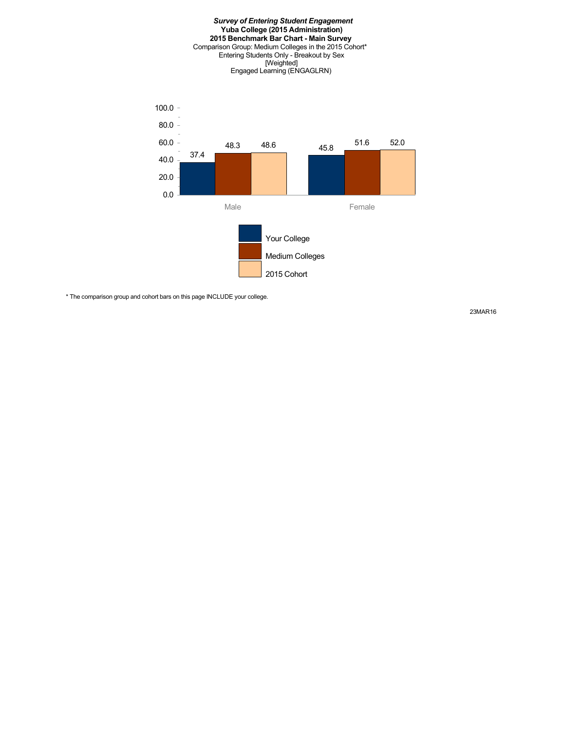***Survey of Entering Student Engagement***

**Yuba College (2015 Administration)**

**2015 Benchmark Bar Chart - Main Survey**

Comparison Group: Medium Colleges in the 2015 Cohort*

Entering Students Only - Breakout by Sex

[Weighted]

Engaged Learning (ENGAGLRN)

| | Your College | Medium Colleges | 2015 Cohort |
|---|---|---|---|
| Male | 37.4 | 48.3 | 48.6 |
| Female | 45.8 | 51.6 | 52.0 |

\* The comparison group and cohort bars on this page INCLUDE your college.

23MAR16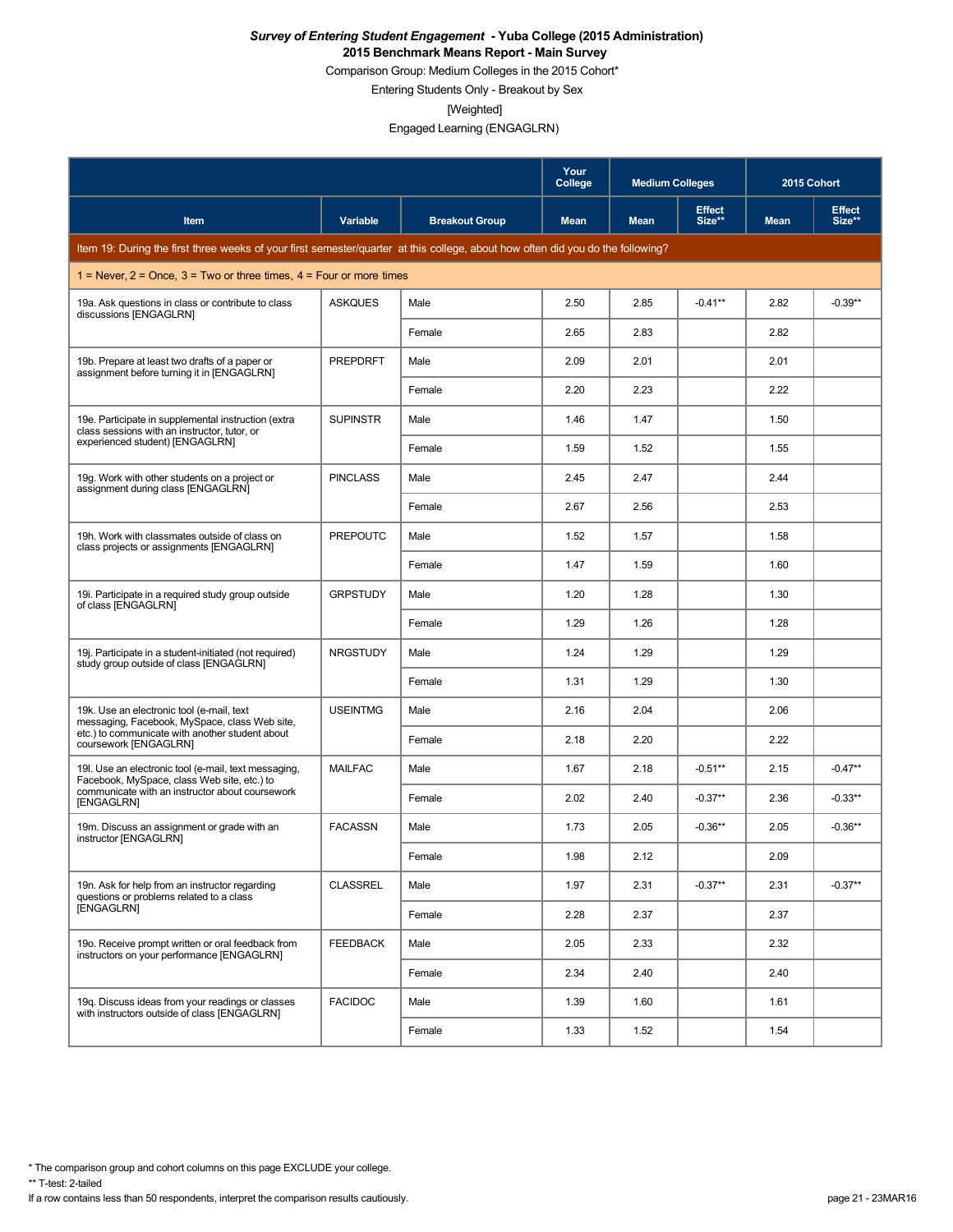***Survey of Entering Student Engagement* - Yuba College (2015 Administration)**

**2015 Benchmark Means Report - Main Survey**

Comparison Group: Medium Colleges in the 2015 Cohort*

Entering Students Only - Breakout by Sex

[Weighted]

Engaged Learning (ENGAGLRN)

| | | | Your College | Medium Colleges | | 2015 Cohort | |
|---|---|---|---|---|---|---|---|
| Item | Variable | Breakout Group | Mean | Mean | Effect Size** | Mean | Effect Size** |
| Item 19: During the first three weeks of your first semester/quarter at this college, about how often did you do the following? | | | | | | | |
| 1 = Never, 2 = Once, 3 = Two or three times, 4 = Four or more times | | | | | | | |
| 19a. Ask questions in class or contribute to class discussions [ENGAGLRN] | ASKQUES | Male | 2.50 | 2.85 | -0.41** | 2.82 | -0.39** |
| | | Female | 2.65 | 2.83 | | 2.82 | |
| 19b. Prepare at least two drafts of a paper or assignment before turning it in [ENGAGLRN] | PREPDRFT | Male | 2.09 | 2.01 | | 2.01 | |
| | | Female | 2.20 | 2.23 | | 2.22 | |
| 19e. Participate in supplemental instruction (extra class sessions with an instructor, tutor, or experienced student) [ENGAGLRN] | SUPINSTR | Male | 1.46 | 1.47 | | 1.50 | |
| | | Female | 1.59 | 1.52 | | 1.55 | |
| 19g. Work with other students on a project or assignment during class [ENGAGLRN] | PINCLASS | Male | 2.45 | 2.47 | | 2.44 | |
| | | Female | 2.67 | 2.56 | | 2.53 | |
| 19h. Work with classmates outside of class on class projects or assignments [ENGAGLRN] | PREPOUTC | Male | 1.52 | 1.57 | | 1.58 | |
| | | Female | 1.47 | 1.59 | | 1.60 | |
| 19i. Participate in a required study group outside of class [ENGAGLRN] | GRPSTUDY | Male | 1.20 | 1.28 | | 1.30 | |
| | | Female | 1.29 | 1.26 | | 1.28 | |
| 19j. Participate in a student-initiated (not required) study group outside of class [ENGAGLRN] | NRGSTUDY | Male | 1.24 | 1.29 | | 1.29 | |
| | | Female | 1.31 | 1.29 | | 1.30 | |
| 19k. Use an electronic tool (e-mail, text messaging, Facebook, MySpace, class Web site, etc.) to communicate with another student about coursework [ENGAGLRN] | USEINTMG | Male | 2.16 | 2.04 | | 2.06 | |
| | | Female | 2.18 | 2.20 | | 2.22 | |
| 19l. Use an electronic tool (e-mail, text messaging, Facebook, MySpace, class Web site, etc.) to communicate with an instructor about coursework [ENGAGLRN] | MAILFAC | Male | 1.67 | 2.18 | -0.51** | 2.15 | -0.47** |
| | | Female | 2.02 | 2.40 | -0.37** | 2.36 | -0.33** |
| 19m. Discuss an assignment or grade with an instructor [ENGAGLRN] | FACASSN | Male | 1.73 | 2.05 | -0.36** | 2.05 | -0.36** |
| | | Female | 1.98 | 2.12 | | 2.09 | |
| 19n. Ask for help from an instructor regarding questions or problems related to a class [ENGAGLRN] | CLASSREL | Male | 1.97 | 2.31 | -0.37** | 2.31 | -0.37** |
| | | Female | 2.28 | 2.37 | | 2.37 | |
| 19o. Receive prompt written or oral feedback from instructors on your performance [ENGAGLRN] | FEEDBACK | Male | 2.05 | 2.33 | | 2.32 | |
| | | Female | 2.34 | 2.40 | | 2.40 | |
| 19q. Discuss ideas from your readings or classes with instructors outside of class [ENGAGLRN] | FACIDOC | Male | 1.39 | 1.60 | | 1.61 | |
| | | Female | 1.33 | 1.52 | | 1.54 | |

* The comparison group and cohort columns on this page EXCLUDE your college.

** T-test: 2-tailed

If a row contains less than 50 respondents, interpret the comparison results cautiously.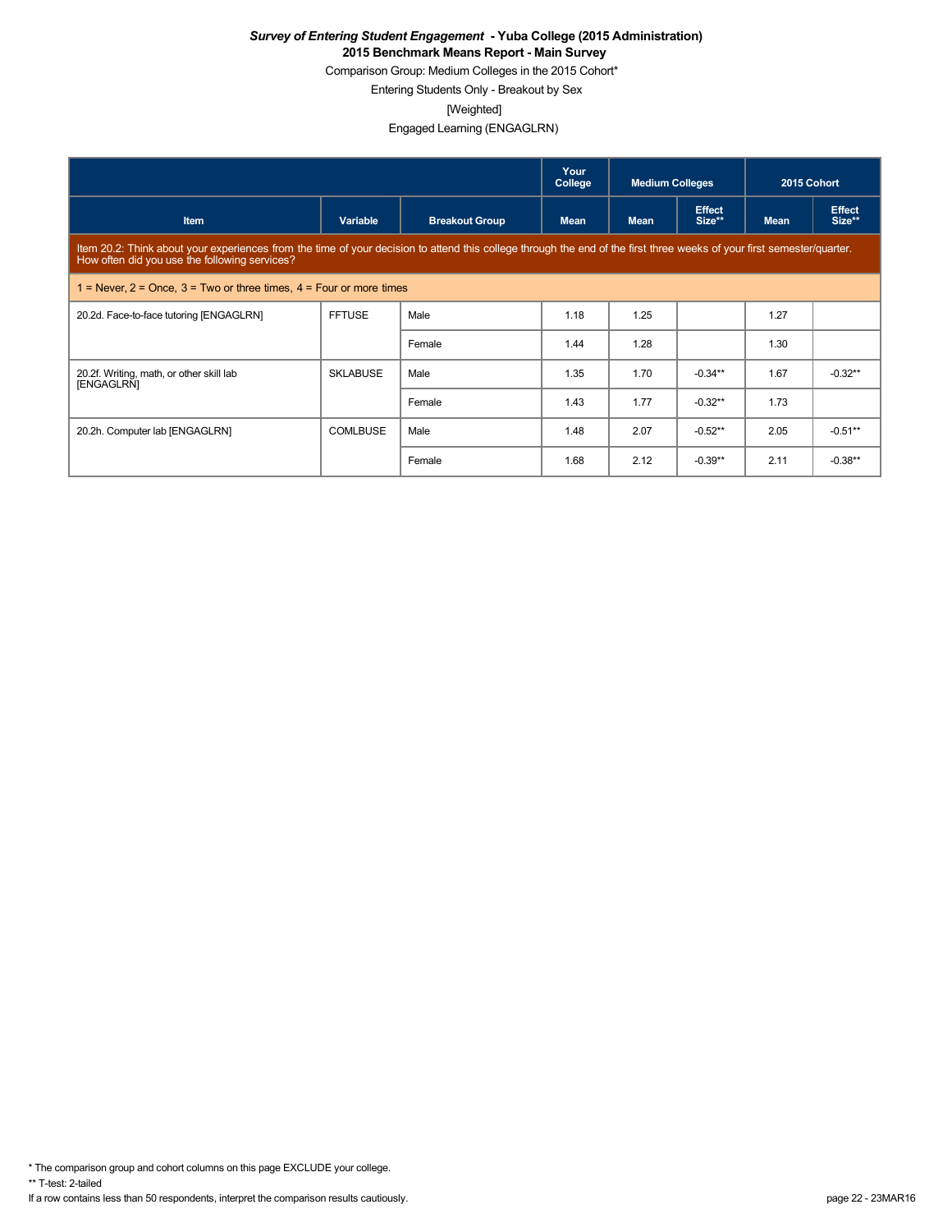***Survey of Entering Student Engagement* - Yuba College (2015 Administration)**

**2015 Benchmark Means Report - Main Survey**

Comparison Group: Medium Colleges in the 2015 Cohort*

Entering Students Only - Breakout by Sex

[Weighted]

Engaged Learning (ENGAGLRN)

| | | | Your College | Medium Colleges | | 2015 Cohort | |
|---|---|---|---|---|---|---|---|
| Item | Variable | Breakout Group | Mean | Mean | Effect Size** | Mean | Effect Size** |
| Item 20.2: Think about your experiences from the time of your decision to attend this college through the end of the first three weeks of your first semester/quarter. How often did you use the following services? | | | | | | | |
| 1 = Never, 2 = Once, 3 = Two or three times, 4 = Four or more times | | | | | | | |
| 20.2d. Face-to-face tutoring [ENGAGLRN] | FFTUSE | Male | 1.18 | 1.25 | | 1.27 | |
| | | Female | 1.44 | 1.28 | | 1.30 | |
| 20.2f. Writing, math, or other skill lab [ENGAGLRN] | SKLABUSE | Male | 1.35 | 1.70 | -0.34** | 1.67 | -0.32** |
| | | Female | 1.43 | 1.77 | -0.32** | 1.73 | |
| 20.2h. Computer lab [ENGAGLRN] | COMLBUSE | Male | 1.48 | 2.07 | -0.52** | 2.05 | -0.51** |
| | | Female | 1.68 | 2.12 | -0.39** | 2.11 | -0.38** |

* The comparison group and cohort columns on this page EXCLUDE your college.

** T-test: 2-tailed

If a row contains less than 50 respondents, interpret the comparison results cautiously.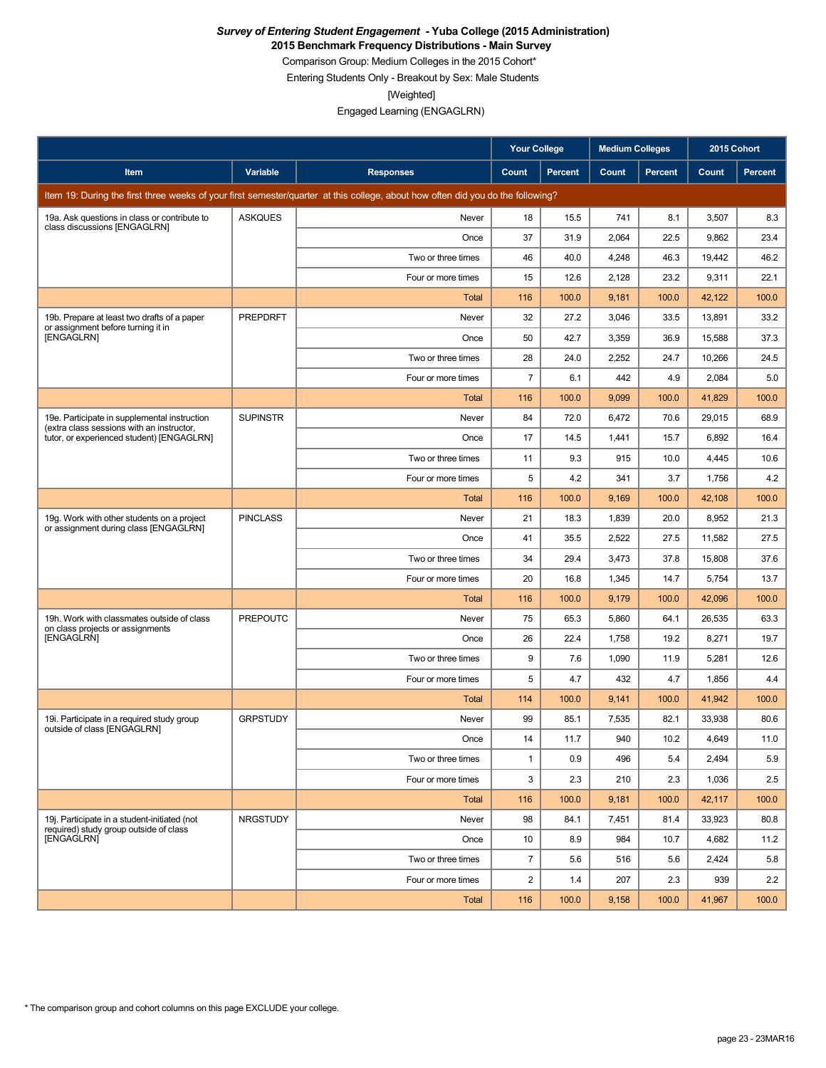***Survey of Entering Student Engagement* - Yuba College (2015 Administration)**

**2015 Benchmark Frequency Distributions - Main Survey**

Comparison Group: Medium Colleges in the 2015 Cohort*

Entering Students Only - Breakout by Sex: Male Students

[Weighted]

Engaged Learning (ENGAGLRN)

| | | | Your College | | Medium Colleges | | 2015 Cohort | |
|---|---|---|---|---|---|---|---|---|
| **Item** | **Variable** | **Responses** | **Count** | **Percent** | **Count** | **Percent** | **Count** | **Percent** |
| Item 19: During the first three weeks of your first semester/quarter at this college, about how often did you do the following? | | | | | | | | |
| 19a. Ask questions in class or contribute to class discussions [ENGAGLRN] | ASKQUES | Never | 18 | 15.5 | 741 | 8.1 | 3,507 | 8.3 |
| | | Once | 37 | 31.9 | 2,064 | 22.5 | 9,862 | 23.4 |
| | | Two or three times | 46 | 40.0 | 4,248 | 46.3 | 19,442 | 46.2 |
| | | Four or more times | 15 | 12.6 | 2,128 | 23.2 | 9,311 | 22.1 |
| | | Total | 116 | 100.0 | 9,181 | 100.0 | 42,122 | 100.0 |
| 19b. Prepare at least two drafts of a paper or assignment before turning it in [ENGAGLRN] | PREPDRFT | Never | 32 | 27.2 | 3,046 | 33.5 | 13,891 | 33.2 |
| | | Once | 50 | 42.7 | 3,359 | 36.9 | 15,588 | 37.3 |
| | | Two or three times | 28 | 24.0 | 2,252 | 24.7 | 10,266 | 24.5 |
| | | Four or more times | 7 | 6.1 | 442 | 4.9 | 2,084 | 5.0 |
| | | Total | 116 | 100.0 | 9,099 | 100.0 | 41,829 | 100.0 |
| 19e. Participate in supplemental instruction (extra class sessions with an instructor, tutor, or experienced student) [ENGAGLRN] | SUPINSTR | Never | 84 | 72.0 | 6,472 | 70.6 | 29,015 | 68.9 |
| | | Once | 17 | 14.5 | 1,441 | 15.7 | 6,892 | 16.4 |
| | | Two or three times | 11 | 9.3 | 915 | 10.0 | 4,445 | 10.6 |
| | | Four or more times | 5 | 4.2 | 341 | 3.7 | 1,756 | 4.2 |
| | | Total | 116 | 100.0 | 9,169 | 100.0 | 42,108 | 100.0 |
| 19g. Work with other students on a project or assignment during class [ENGAGLRN] | PINCLASS | Never | 21 | 18.3 | 1,839 | 20.0 | 8,952 | 21.3 |
| | | Once | 41 | 35.5 | 2,522 | 27.5 | 11,582 | 27.5 |
| | | Two or three times | 34 | 29.4 | 3,473 | 37.8 | 15,808 | 37.6 |
| | | Four or more times | 20 | 16.8 | 1,345 | 14.7 | 5,754 | 13.7 |
| | | Total | 116 | 100.0 | 9,179 | 100.0 | 42,096 | 100.0 |
| 19h. Work with classmates outside of class on class projects or assignments [ENGAGLRN] | PREPOUTC | Never | 75 | 65.3 | 5,860 | 64.1 | 26,535 | 63.3 |
| | | Once | 26 | 22.4 | 1,758 | 19.2 | 8,271 | 19.7 |
| | | Two or three times | 9 | 7.6 | 1,090 | 11.9 | 5,281 | 12.6 |
| | | Four or more times | 5 | 4.7 | 432 | 4.7 | 1,856 | 4.4 |
| | | Total | 114 | 100.0 | 9,141 | 100.0 | 41,942 | 100.0 |
| 19i. Participate in a required study group outside of class [ENGAGLRN] | GRPSTUDY | Never | 99 | 85.1 | 7,535 | 82.1 | 33,938 | 80.6 |
| | | Once | 14 | 11.7 | 940 | 10.2 | 4,649 | 11.0 |
| | | Two or three times | 1 | 0.9 | 496 | 5.4 | 2,494 | 5.9 |
| | | Four or more times | 3 | 2.3 | 210 | 2.3 | 1,036 | 2.5 |
| | | Total | 116 | 100.0 | 9,181 | 100.0 | 42,117 | 100.0 |
| 19j. Participate in a student-initiated (not required) study group outside of class [ENGAGLRN] | NRGSTUDY | Never | 98 | 84.1 | 7,451 | 81.4 | 33,923 | 80.8 |
| | | Once | 10 | 8.9 | 984 | 10.7 | 4,682 | 11.2 |
| | | Two or three times | 7 | 5.6 | 516 | 5.6 | 2,424 | 5.8 |
| | | Four or more times | 2 | 1.4 | 207 | 2.3 | 939 | 2.2 |
| | | Total | 116 | 100.0 | 9,158 | 100.0 | 41,967 | 100.0 |

* The comparison group and cohort columns on this page EXCLUDE your college.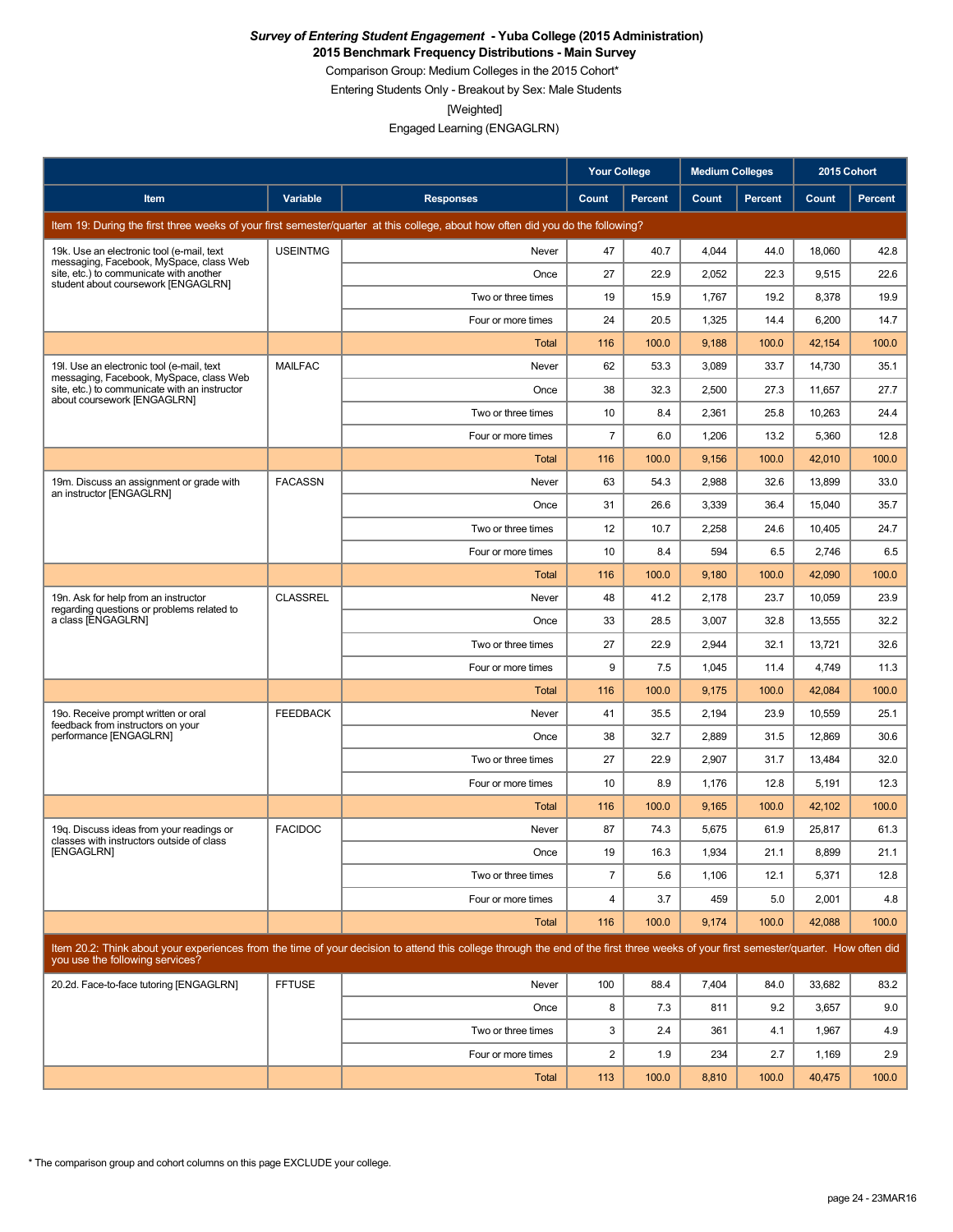***Survey of Entering Student Engagement* - Yuba College (2015 Administration)**
**2015 Benchmark Frequency Distributions - Main Survey**
Comparison Group: Medium Colleges in the 2015 Cohort*
Entering Students Only - Breakout by Sex: Male Students
[Weighted]
Engaged Learning (ENGAGLRN)

| | | | Your College | | Medium Colleges | | 2015 Cohort | |
|---|---|---|---|---|---|---|---|---|
| **Item** | **Variable** | **Responses** | **Count** | **Percent** | **Count** | **Percent** | **Count** | **Percent** |
| Item 19: During the first three weeks of your first semester/quarter at this college, about how often did you do the following? | | | | | | | | |
| 19k. Use an electronic tool (e-mail, text messaging, Facebook, MySpace, class Web site, etc.) to communicate with another student about coursework [ENGAGLRN] | USEINTMG | Never | 47 | 40.7 | 4,044 | 44.0 | 18,060 | 42.8 |
| | | Once | 27 | 22.9 | 2,052 | 22.3 | 9,515 | 22.6 |
| | | Two or three times | 19 | 15.9 | 1,767 | 19.2 | 8,378 | 19.9 |
| | | Four or more times | 24 | 20.5 | 1,325 | 14.4 | 6,200 | 14.7 |
| | | Total | 116 | 100.0 | 9,188 | 100.0 | 42,154 | 100.0 |
| 19l. Use an electronic tool (e-mail, text messaging, Facebook, MySpace, class Web site, etc.) to communicate with an instructor about coursework [ENGAGLRN] | MAILFAC | Never | 62 | 53.3 | 3,089 | 33.7 | 14,730 | 35.1 |
| | | Once | 38 | 32.3 | 2,500 | 27.3 | 11,657 | 27.7 |
| | | Two or three times | 10 | 8.4 | 2,361 | 25.8 | 10,263 | 24.4 |
| | | Four or more times | 7 | 6.0 | 1,206 | 13.2 | 5,360 | 12.8 |
| | | Total | 116 | 100.0 | 9,156 | 100.0 | 42,010 | 100.0 |
| 19m. Discuss an assignment or grade with an instructor [ENGAGLRN] | FACASSN | Never | 63 | 54.3 | 2,988 | 32.6 | 13,899 | 33.0 |
| | | Once | 31 | 26.6 | 3,339 | 36.4 | 15,040 | 35.7 |
| | | Two or three times | 12 | 10.7 | 2,258 | 24.6 | 10,405 | 24.7 |
| | | Four or more times | 10 | 8.4 | 594 | 6.5 | 2,746 | 6.5 |
| | | Total | 116 | 100.0 | 9,180 | 100.0 | 42,090 | 100.0 |
| 19n. Ask for help from an instructor regarding questions or problems related to a class [ENGAGLRN] | CLASSREL | Never | 48 | 41.2 | 2,178 | 23.7 | 10,059 | 23.9 |
| | | Once | 33 | 28.5 | 3,007 | 32.8 | 13,555 | 32.2 |
| | | Two or three times | 27 | 22.9 | 2,944 | 32.1 | 13,721 | 32.6 |
| | | Four or more times | 9 | 7.5 | 1,045 | 11.4 | 4,749 | 11.3 |
| | | Total | 116 | 100.0 | 9,175 | 100.0 | 42,084 | 100.0 |
| 19o. Receive prompt written or oral feedback from instructors on your performance [ENGAGLRN] | FEEDBACK | Never | 41 | 35.5 | 2,194 | 23.9 | 10,559 | 25.1 |
| | | Once | 38 | 32.7 | 2,889 | 31.5 | 12,869 | 30.6 |
| | | Two or three times | 27 | 22.9 | 2,907 | 31.7 | 13,484 | 32.0 |
| | | Four or more times | 10 | 8.9 | 1,176 | 12.8 | 5,191 | 12.3 |
| | | Total | 116 | 100.0 | 9,165 | 100.0 | 42,102 | 100.0 |
| 19q. Discuss ideas from your readings or classes with instructors outside of class [ENGAGLRN] | FACIDOC | Never | 87 | 74.3 | 5,675 | 61.9 | 25,817 | 61.3 |
| | | Once | 19 | 16.3 | 1,934 | 21.1 | 8,899 | 21.1 |
| | | Two or three times | 7 | 5.6 | 1,106 | 12.1 | 5,371 | 12.8 |
| | | Four or more times | 4 | 3.7 | 459 | 5.0 | 2,001 | 4.8 |
| | | Total | 116 | 100.0 | 9,174 | 100.0 | 42,088 | 100.0 |
| Item 20.2: Think about your experiences from the time of your decision to attend this college through the end of the first three weeks of your first semester/quarter. How often did you use the following services? | | | | | | | | |
| 20.2d. Face-to-face tutoring [ENGAGLRN] | FFTUSE | Never | 100 | 88.4 | 7,404 | 84.0 | 33,682 | 83.2 |
| | | Once | 8 | 7.3 | 811 | 9.2 | 3,657 | 9.0 |
| | | Two or three times | 3 | 2.4 | 361 | 4.1 | 1,967 | 4.9 |
| | | Four or more times | 2 | 1.9 | 234 | 2.7 | 1,169 | 2.9 |
| | | Total | 113 | 100.0 | 8,810 | 100.0 | 40,475 | 100.0 |

* The comparison group and cohort columns on this page EXCLUDE your college.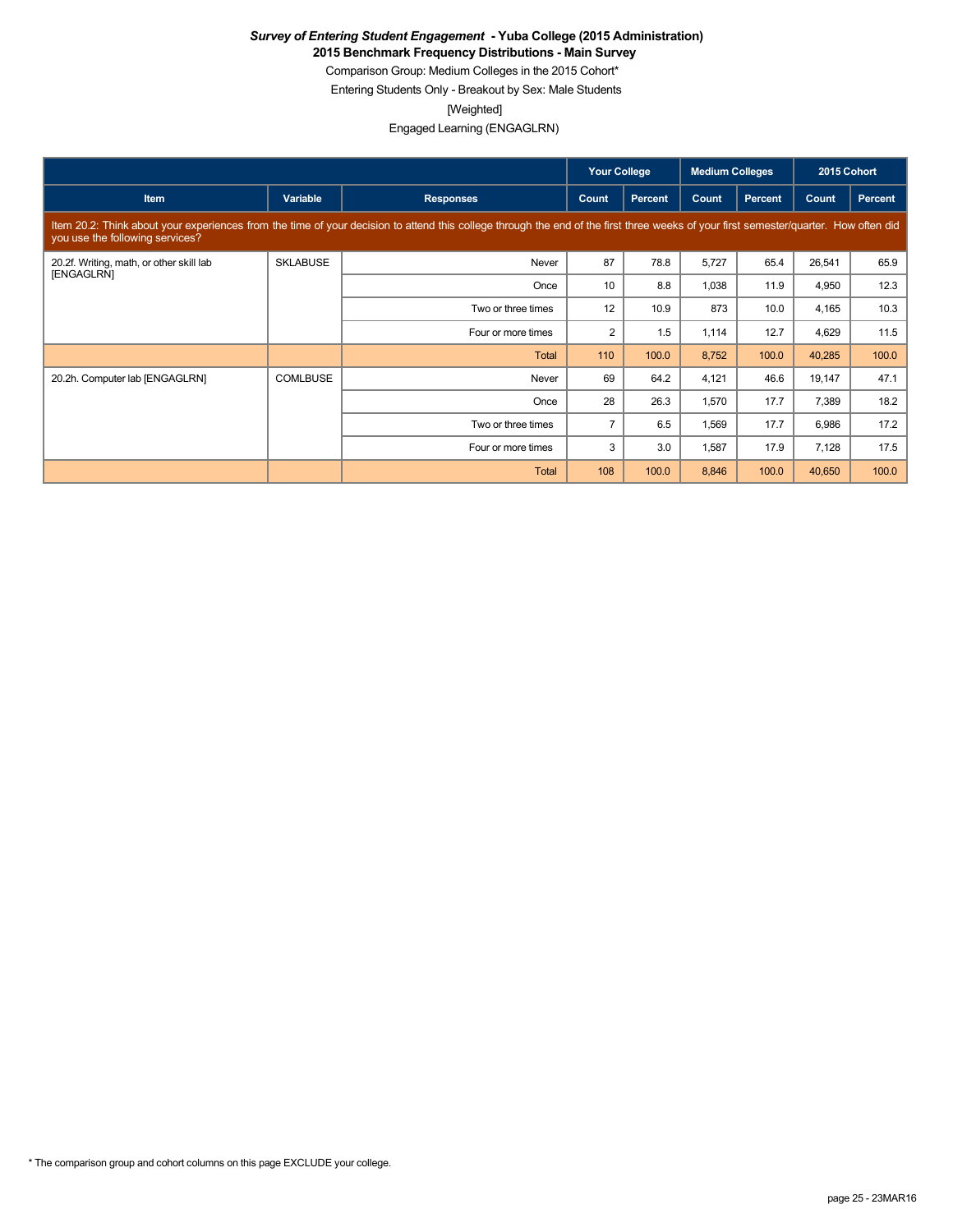***Survey of Entering Student Engagement* - Yuba College (2015 Administration)**

**2015 Benchmark Frequency Distributions - Main Survey**

Comparison Group: Medium Colleges in the 2015 Cohort*

Entering Students Only - Breakout by Sex: Male Students

[Weighted]

Engaged Learning (ENGAGLRN)

| | | | Your College | | Medium Colleges | | 2015 Cohort | |
|---|---|---|---|---|---|---|---|---|
| **Item** | **Variable** | **Responses** | **Count** | **Percent** | **Count** | **Percent** | **Count** | **Percent** |
| Item 20.2: Think about your experiences from the time of your decision to attend this college through the end of the first three weeks of your first semester/quarter. How often did you use the following services? | | | | | | | | |
| 20.2f. Writing, math, or other skill lab [ENGAGLRN] | SKLABUSE | Never | 87 | 78.8 | 5,727 | 65.4 | 26,541 | 65.9 |
| | | Once | 10 | 8.8 | 1,038 | 11.9 | 4,950 | 12.3 |
| | | Two or three times | 12 | 10.9 | 873 | 10.0 | 4,165 | 10.3 |
| | | Four or more times | 2 | 1.5 | 1,114 | 12.7 | 4,629 | 11.5 |
| | | Total | 110 | 100.0 | 8,752 | 100.0 | 40,285 | 100.0 |
| 20.2h. Computer lab [ENGAGLRN] | COMLBUSE | Never | 69 | 64.2 | 4,121 | 46.6 | 19,147 | 47.1 |
| | | Once | 28 | 26.3 | 1,570 | 17.7 | 7,389 | 18.2 |
| | | Two or three times | 7 | 6.5 | 1,569 | 17.7 | 6,986 | 17.2 |
| | | Four or more times | 3 | 3.0 | 1,587 | 17.9 | 7,128 | 17.5 |
| | | Total | 108 | 100.0 | 8,846 | 100.0 | 40,650 | 100.0 |

* The comparison group and cohort columns on this page EXCLUDE your college.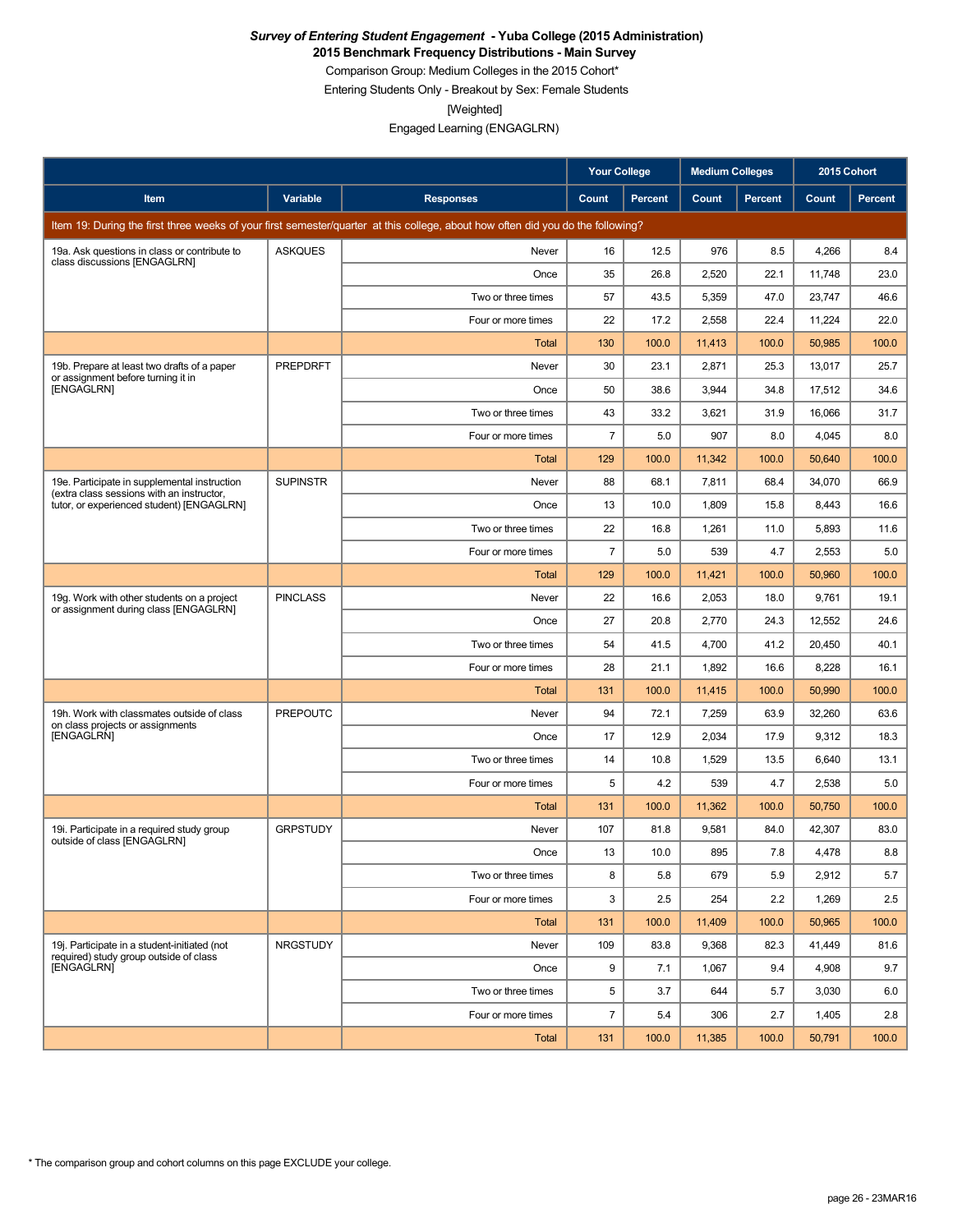***Survey of Entering Student Engagement* - Yuba College (2015 Administration)**
**2015 Benchmark Frequency Distributions - Main Survey**
Comparison Group: Medium Colleges in the 2015 Cohort*
Entering Students Only - Breakout by Sex: Female Students
[Weighted]
Engaged Learning (ENGAGLRN)

| | | | Your College | | Medium Colleges | | 2015 Cohort | |
|---|---|---|---|---|---|---|---|---|
| **Item** | **Variable** | **Responses** | **Count** | **Percent** | **Count** | **Percent** | **Count** | **Percent** |
| Item 19: During the first three weeks of your first semester/quarter at this college, about how often did you do the following? | | | | | | | | |
| 19a. Ask questions in class or contribute to class discussions [ENGAGLRN] | ASKQUES | Never | 16 | 12.5 | 976 | 8.5 | 4,266 | 8.4 |
| | | Once | 35 | 26.8 | 2,520 | 22.1 | 11,748 | 23.0 |
| | | Two or three times | 57 | 43.5 | 5,359 | 47.0 | 23,747 | 46.6 |
| | | Four or more times | 22 | 17.2 | 2,558 | 22.4 | 11,224 | 22.0 |
| | | Total | 130 | 100.0 | 11,413 | 100.0 | 50,985 | 100.0 |
| 19b. Prepare at least two drafts of a paper or assignment before turning it in [ENGAGLRN] | PREPDRFT | Never | 30 | 23.1 | 2,871 | 25.3 | 13,017 | 25.7 |
| | | Once | 50 | 38.6 | 3,944 | 34.8 | 17,512 | 34.6 |
| | | Two or three times | 43 | 33.2 | 3,621 | 31.9 | 16,066 | 31.7 |
| | | Four or more times | 7 | 5.0 | 907 | 8.0 | 4,045 | 8.0 |
| | | Total | 129 | 100.0 | 11,342 | 100.0 | 50,640 | 100.0 |
| 19e. Participate in supplemental instruction (extra class sessions with an instructor, tutor, or experienced student) [ENGAGLRN] | SUPINSTR | Never | 88 | 68.1 | 7,811 | 68.4 | 34,070 | 66.9 |
| | | Once | 13 | 10.0 | 1,809 | 15.8 | 8,443 | 16.6 |
| | | Two or three times | 22 | 16.8 | 1,261 | 11.0 | 5,893 | 11.6 |
| | | Four or more times | 7 | 5.0 | 539 | 4.7 | 2,553 | 5.0 |
| | | Total | 129 | 100.0 | 11,421 | 100.0 | 50,960 | 100.0 |
| 19g. Work with other students on a project or assignment during class [ENGAGLRN] | PINCLASS | Never | 22 | 16.6 | 2,053 | 18.0 | 9,761 | 19.1 |
| | | Once | 27 | 20.8 | 2,770 | 24.3 | 12,552 | 24.6 |
| | | Two or three times | 54 | 41.5 | 4,700 | 41.2 | 20,450 | 40.1 |
| | | Four or more times | 28 | 21.1 | 1,892 | 16.6 | 8,228 | 16.1 |
| | | Total | 131 | 100.0 | 11,415 | 100.0 | 50,990 | 100.0 |
| 19h. Work with classmates outside of class on class projects or assignments [ENGAGLRN] | PREPOUTC | Never | 94 | 72.1 | 7,259 | 63.9 | 32,260 | 63.6 |
| | | Once | 17 | 12.9 | 2,034 | 17.9 | 9,312 | 18.3 |
| | | Two or three times | 14 | 10.8 | 1,529 | 13.5 | 6,640 | 13.1 |
| | | Four or more times | 5 | 4.2 | 539 | 4.7 | 2,538 | 5.0 |
| | | Total | 131 | 100.0 | 11,362 | 100.0 | 50,750 | 100.0 |
| 19i. Participate in a required study group outside of class [ENGAGLRN] | GRPSTUDY | Never | 107 | 81.8 | 9,581 | 84.0 | 42,307 | 83.0 |
| | | Once | 13 | 10.0 | 895 | 7.8 | 4,478 | 8.8 |
| | | Two or three times | 8 | 5.8 | 679 | 5.9 | 2,912 | 5.7 |
| | | Four or more times | 3 | 2.5 | 254 | 2.2 | 1,269 | 2.5 |
| | | Total | 131 | 100.0 | 11,409 | 100.0 | 50,965 | 100.0 |
| 19j. Participate in a student-initiated (not required) study group outside of class [ENGAGLRN] | NRGSTUDY | Never | 109 | 83.8 | 9,368 | 82.3 | 41,449 | 81.6 |
| | | Once | 9 | 7.1 | 1,067 | 9.4 | 4,908 | 9.7 |
| | | Two or three times | 5 | 3.7 | 644 | 5.7 | 3,030 | 6.0 |
| | | Four or more times | 7 | 5.4 | 306 | 2.7 | 1,405 | 2.8 |
| | | Total | 131 | 100.0 | 11,385 | 100.0 | 50,791 | 100.0 |

\* The comparison group and cohort columns on this page EXCLUDE your college.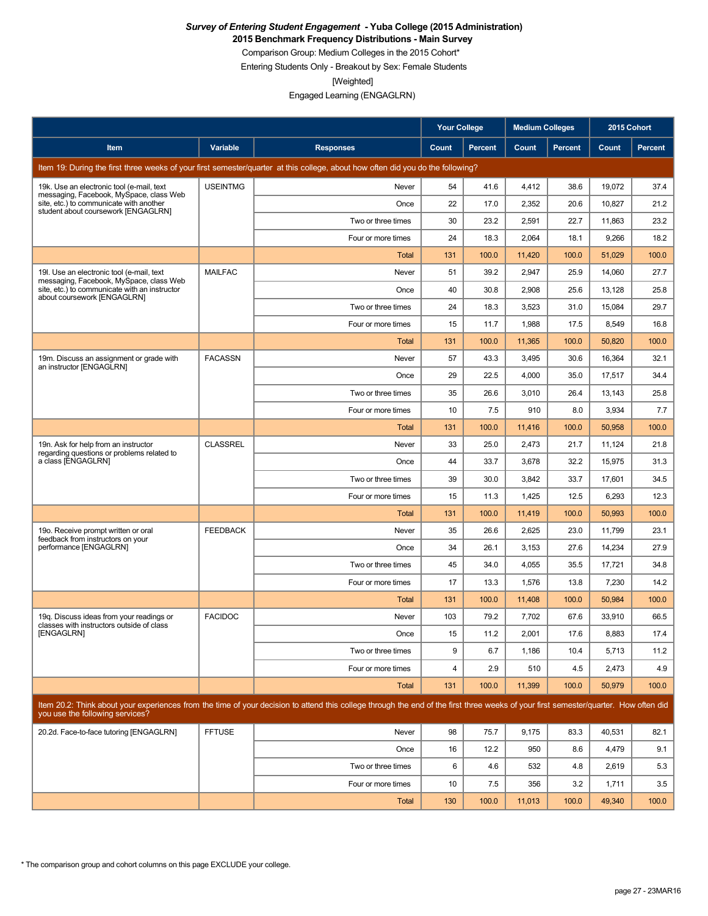***Survey of Entering Student Engagement* - Yuba College (2015 Administration)**

**2015 Benchmark Frequency Distributions - Main Survey**

Comparison Group: Medium Colleges in the 2015 Cohort*

Entering Students Only - Breakout by Sex: Female Students

[Weighted]

Engaged Learning (ENGAGLRN)

| | | | Your College | | Medium Colleges | | 2015 Cohort | |
|---|---|---|---|---|---|---|---|---|
| **Item** | **Variable** | **Responses** | **Count** | **Percent** | **Count** | **Percent** | **Count** | **Percent** |
| **Item 19: During the first three weeks of your first semester/quarter at this college, about how often did you do the following?** | | | | | | | | |
| 19k. Use an electronic tool (e-mail, text messaging, Facebook, MySpace, class Web site, etc.) to communicate with another student about coursework [ENGAGLRN] | USEINTMG | Never | 54 | 41.6 | 4,412 | 38.6 | 19,072 | 37.4 |
| | | Once | 22 | 17.0 | 2,352 | 20.6 | 10,827 | 21.2 |
| | | Two or three times | 30 | 23.2 | 2,591 | 22.7 | 11,863 | 23.2 |
| | | Four or more times | 24 | 18.3 | 2,064 | 18.1 | 9,266 | 18.2 |
| | | Total | 131 | 100.0 | 11,420 | 100.0 | 51,029 | 100.0 |
| 19l. Use an electronic tool (e-mail, text messaging, Facebook, MySpace, class Web site, etc.) to communicate with an instructor about coursework [ENGAGLRN] | MAILFAC | Never | 51 | 39.2 | 2,947 | 25.9 | 14,060 | 27.7 |
| | | Once | 40 | 30.8 | 2,908 | 25.6 | 13,128 | 25.8 |
| | | Two or three times | 24 | 18.3 | 3,523 | 31.0 | 15,084 | 29.7 |
| | | Four or more times | 15 | 11.7 | 1,988 | 17.5 | 8,549 | 16.8 |
| | | Total | 131 | 100.0 | 11,365 | 100.0 | 50,820 | 100.0 |
| 19m. Discuss an assignment or grade with an instructor [ENGAGLRN] | FACASSN | Never | 57 | 43.3 | 3,495 | 30.6 | 16,364 | 32.1 |
| | | Once | 29 | 22.5 | 4,000 | 35.0 | 17,517 | 34.4 |
| | | Two or three times | 35 | 26.6 | 3,010 | 26.4 | 13,143 | 25.8 |
| | | Four or more times | 10 | 7.5 | 910 | 8.0 | 3,934 | 7.7 |
| | | Total | 131 | 100.0 | 11,416 | 100.0 | 50,958 | 100.0 |
| 19n. Ask for help from an instructor regarding questions or problems related to a class [ENGAGLRN] | CLASSREL | Never | 33 | 25.0 | 2,473 | 21.7 | 11,124 | 21.8 |
| | | Once | 44 | 33.7 | 3,678 | 32.2 | 15,975 | 31.3 |
| | | Two or three times | 39 | 30.0 | 3,842 | 33.7 | 17,601 | 34.5 |
| | | Four or more times | 15 | 11.3 | 1,425 | 12.5 | 6,293 | 12.3 |
| | | Total | 131 | 100.0 | 11,419 | 100.0 | 50,993 | 100.0 |
| 19o. Receive prompt written or oral feedback from instructors on your performance [ENGAGLRN] | FEEDBACK | Never | 35 | 26.6 | 2,625 | 23.0 | 11,799 | 23.1 |
| | | Once | 34 | 26.1 | 3,153 | 27.6 | 14,234 | 27.9 |
| | | Two or three times | 45 | 34.0 | 4,055 | 35.5 | 17,721 | 34.8 |
| | | Four or more times | 17 | 13.3 | 1,576 | 13.8 | 7,230 | 14.2 |
| | | Total | 131 | 100.0 | 11,408 | 100.0 | 50,984 | 100.0 |
| 19q. Discuss ideas from your readings or classes with instructors outside of class [ENGAGLRN] | FACIDOC | Never | 103 | 79.2 | 7,702 | 67.6 | 33,910 | 66.5 |
| | | Once | 15 | 11.2 | 2,001 | 17.6 | 8,883 | 17.4 |
| | | Two or three times | 9 | 6.7 | 1,186 | 10.4 | 5,713 | 11.2 |
| | | Four or more times | 4 | 2.9 | 510 | 4.5 | 2,473 | 4.9 |
| | | Total | 131 | 100.0 | 11,399 | 100.0 | 50,979 | 100.0 |
| **Item 20.2: Think about your experiences from the time of your decision to attend this college through the end of the first three weeks of your first semester/quarter. How often did you use the following services?** | | | | | | | | |
| 20.2d. Face-to-face tutoring [ENGAGLRN] | FFTUSE | Never | 98 | 75.7 | 9,175 | 83.3 | 40,531 | 82.1 |
| | | Once | 16 | 12.2 | 950 | 8.6 | 4,479 | 9.1 |
| | | Two or three times | 6 | 4.6 | 532 | 4.8 | 2,619 | 5.3 |
| | | Four or more times | 10 | 7.5 | 356 | 3.2 | 1,711 | 3.5 |
| | | Total | 130 | 100.0 | 11,013 | 100.0 | 49,340 | 100.0 |

* The comparison group and cohort columns on this page EXCLUDE your college.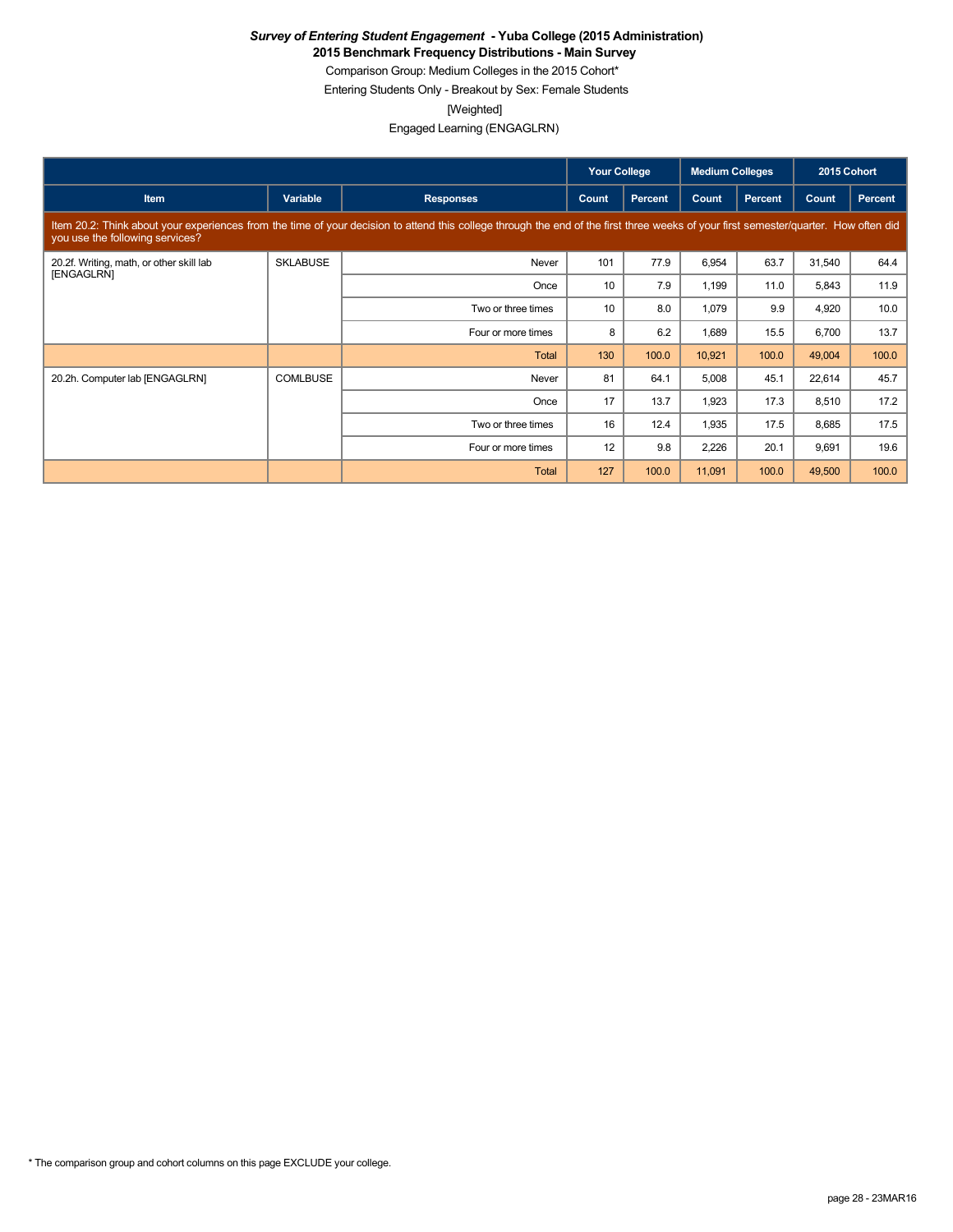***Survey of Entering Student Engagement* - Yuba College (2015 Administration)**

**2015 Benchmark Frequency Distributions - Main Survey**

Comparison Group: Medium Colleges in the 2015 Cohort*

Entering Students Only - Breakout by Sex: Female Students

[Weighted]

Engaged Learning (ENGAGLRN)

| Item | Variable | Responses | Your College | | Medium Colleges | | 2015 Cohort | |
|---|---|---|---|---|---|---|---|---|
| | | | Count | Percent | Count | Percent | Count | Percent |
| Item 20.2: Think about your experiences from the time of your decision to attend this college through the end of the first three weeks of your first semester/quarter. How often did you use the following services? | | | | | | | | |
| 20.2f. Writing, math, or other skill lab [ENGAGLRN] | SKLABUSE | Never | 101 | 77.9 | 6,954 | 63.7 | 31,540 | 64.4 |
| | | Once | 10 | 7.9 | 1,199 | 11.0 | 5,843 | 11.9 |
| | | Two or three times | 10 | 8.0 | 1,079 | 9.9 | 4,920 | 10.0 |
| | | Four or more times | 8 | 6.2 | 1,689 | 15.5 | 6,700 | 13.7 |
| | | Total | 130 | 100.0 | 10,921 | 100.0 | 49,004 | 100.0 |
| 20.2h. Computer lab [ENGAGLRN] | COMLBUSE | Never | 81 | 64.1 | 5,008 | 45.1 | 22,614 | 45.7 |
| | | Once | 17 | 13.7 | 1,923 | 17.3 | 8,510 | 17.2 |
| | | Two or three times | 16 | 12.4 | 1,935 | 17.5 | 8,685 | 17.5 |
| | | Four or more times | 12 | 9.8 | 2,226 | 20.1 | 9,691 | 19.6 |
| | | Total | 127 | 100.0 | 11,091 | 100.0 | 49,500 | 100.0 |

* The comparison group and cohort columns on this page EXCLUDE your college.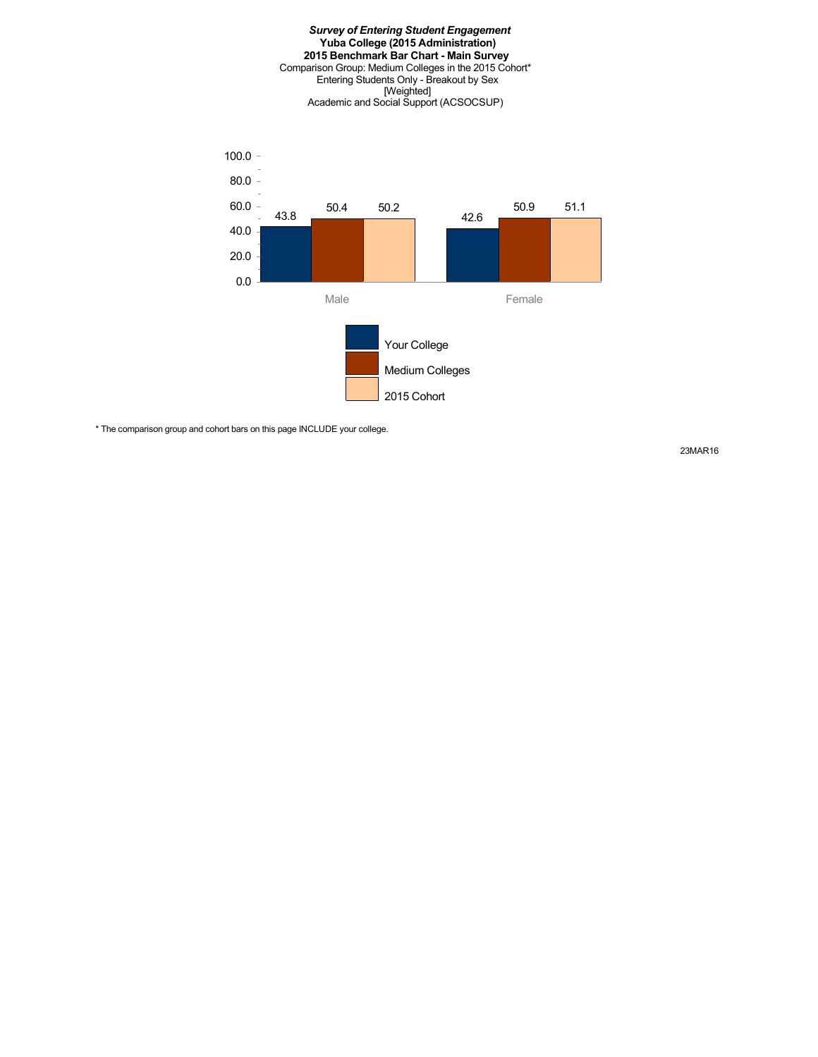***Survey of Entering Student Engagement***
**Yuba College (2015 Administration)**
**2015 Benchmark Bar Chart - Main Survey**
Comparison Group: Medium Colleges in the 2015 Cohort*
Entering Students Only - Breakout by Sex
[Weighted]
Academic and Social Support (ACSOCSUP)

| | Your College | Medium Colleges | 2015 Cohort |
|---|---|---|---|
| Male | 43.8 | 50.4 | 50.2 |
| Female | 42.6 | 50.9 | 51.1 |

* The comparison group and cohort bars on this page INCLUDE your college.

23MAR16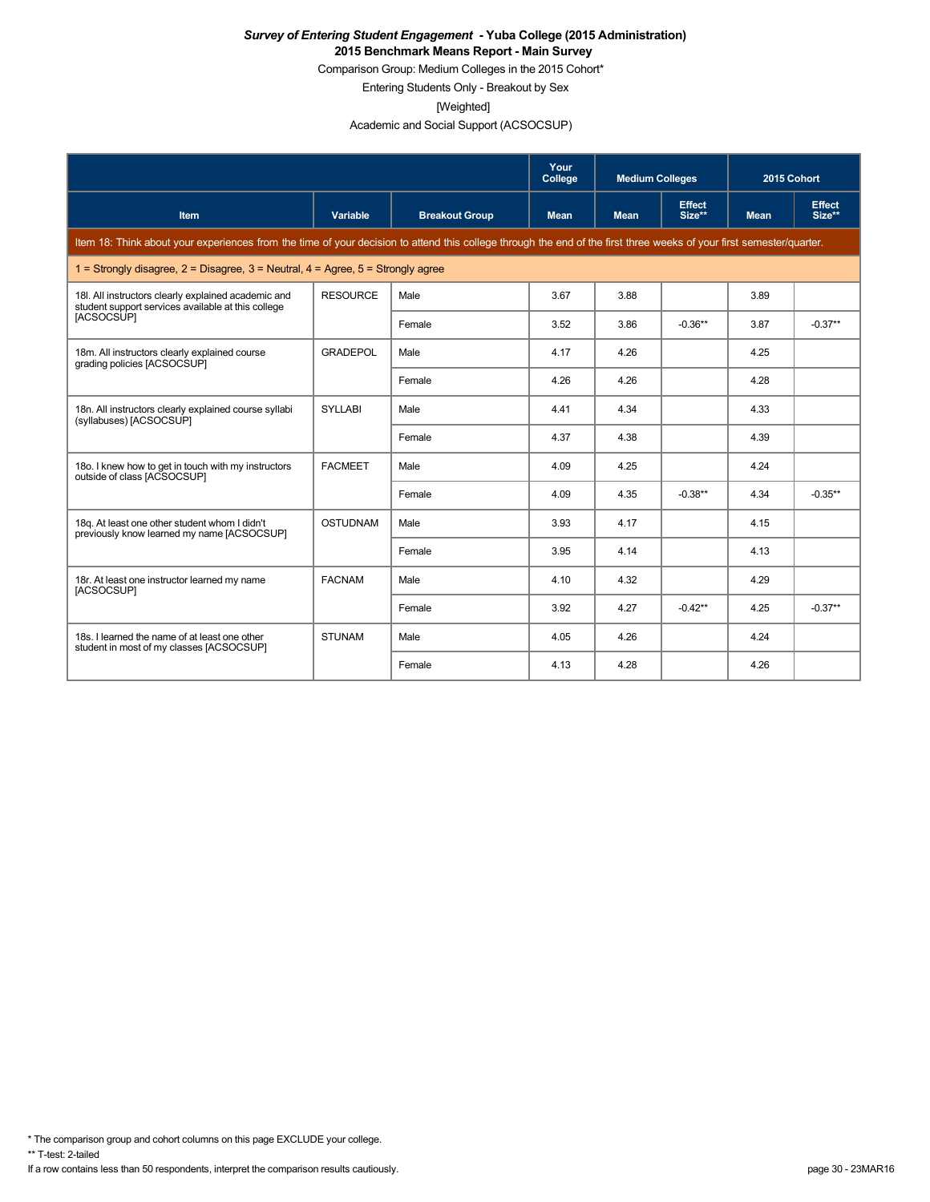***Survey of Entering Student Engagement* - Yuba College (2015 Administration)**

**2015 Benchmark Means Report - Main Survey**

Comparison Group: Medium Colleges in the 2015 Cohort*

Entering Students Only - Breakout by Sex

[Weighted]

Academic and Social Support (ACSOCSUP)

| | | | Your College | Medium Colleges | | 2015 Cohort | |
|---|---|---|---|---|---|---|---|
| **Item** | **Variable** | **Breakout Group** | **Mean** | **Mean** | **Effect Size**** | **Mean** | **Effect Size**** |
| Item 18: Think about your experiences from the time of your decision to attend this college through the end of the first three weeks of your first semester/quarter. | | | | | | | |
| 1 = Strongly disagree, 2 = Disagree, 3 = Neutral, 4 = Agree, 5 = Strongly agree | | | | | | | |
| 18l. All instructors clearly explained academic and student support services available at this college [ACSOCSUP] | RESOURCE | Male | 3.67 | 3.88 | | 3.89 | |
| | | Female | 3.52 | 3.86 | -0.36** | 3.87 | -0.37** |
| 18m. All instructors clearly explained course grading policies [ACSOCSUP] | GRADEPOL | Male | 4.17 | 4.26 | | 4.25 | |
| | | Female | 4.26 | 4.26 | | 4.28 | |
| 18n. All instructors clearly explained course syllabi (syllabuses) [ACSOCSUP] | SYLLABI | Male | 4.41 | 4.34 | | 4.33 | |
| | | Female | 4.37 | 4.38 | | 4.39 | |
| 18o. I knew how to get in touch with my instructors outside of class [ACSOCSUP] | FACMEET | Male | 4.09 | 4.25 | | 4.24 | |
| | | Female | 4.09 | 4.35 | -0.38** | 4.34 | -0.35** |
| 18q. At least one other student whom I didn't previously know learned my name [ACSOCSUP] | OSTUDNAM | Male | 3.93 | 4.17 | | 4.15 | |
| | | Female | 3.95 | 4.14 | | 4.13 | |
| 18r. At least one instructor learned my name [ACSOCSUP] | FACNAM | Male | 4.10 | 4.32 | | 4.29 | |
| | | Female | 3.92 | 4.27 | -0.42** | 4.25 | -0.37** |
| 18s. I learned the name of at least one other student in most of my classes [ACSOCSUP] | STUNAM | Male | 4.05 | 4.26 | | 4.24 | |
| | | Female | 4.13 | 4.28 | | 4.26 | |

* The comparison group and cohort columns on this page EXCLUDE your college.

** T-test: 2-tailed

If a row contains less than 50 respondents, interpret the comparison results cautiously.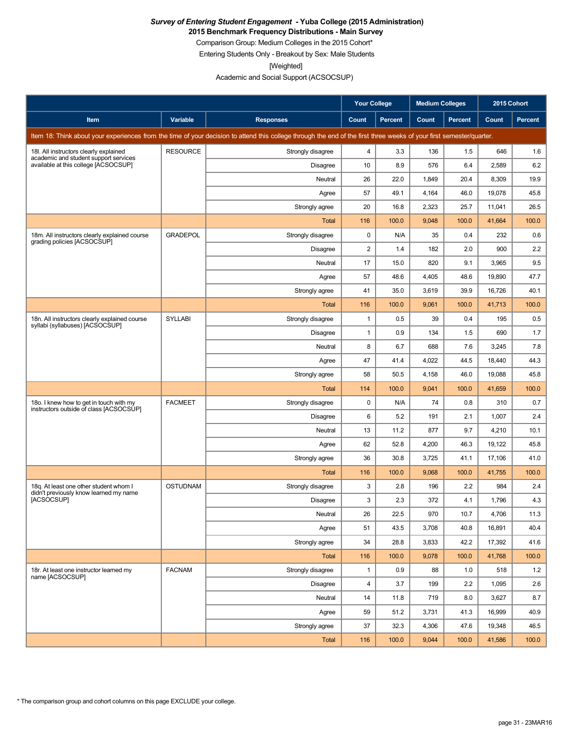***Survey of Entering Student Engagement* - Yuba College (2015 Administration)**
**2015 Benchmark Frequency Distributions - Main Survey**

Comparison Group: Medium Colleges in the 2015 Cohort*

Entering Students Only - Breakout by Sex: Male Students

[Weighted]

Academic and Social Support (ACSOCSUP)

| | | | Your College | | Medium Colleges | | 2015 Cohort | |
|---|---|---|---|---|---|---|---|---|
| **Item** | **Variable** | **Responses** | **Count** | **Percent** | **Count** | **Percent** | **Count** | **Percent** |
| Item 18: Think about your experiences from the time of your decision to attend this college through the end of the first three weeks of your first semester/quarter. | | | | | | | | |
| 18l. All instructors clearly explained academic and student support services available at this college [ACSOCSUP] | RESOURCE | Strongly disagree | 4 | 3.3 | 136 | 1.5 | 646 | 1.6 |
| | | Disagree | 10 | 8.9 | 576 | 6.4 | 2,589 | 6.2 |
| | | Neutral | 26 | 22.0 | 1,849 | 20.4 | 8,309 | 19.9 |
| | | Agree | 57 | 49.1 | 4,164 | 46.0 | 19,078 | 45.8 |
| | | Strongly agree | 20 | 16.8 | 2,323 | 25.7 | 11,041 | 26.5 |
| | | Total | 116 | 100.0 | 9,048 | 100.0 | 41,664 | 100.0 |
| 18m. All instructors clearly explained course grading policies [ACSOCSUP] | GRADEPOL | Strongly disagree | 0 | N/A | 35 | 0.4 | 232 | 0.6 |
| | | Disagree | 2 | 1.4 | 182 | 2.0 | 900 | 2.2 |
| | | Neutral | 17 | 15.0 | 820 | 9.1 | 3,965 | 9.5 |
| | | Agree | 57 | 48.6 | 4,405 | 48.6 | 19,890 | 47.7 |
| | | Strongly agree | 41 | 35.0 | 3,619 | 39.9 | 16,726 | 40.1 |
| | | Total | 116 | 100.0 | 9,061 | 100.0 | 41,713 | 100.0 |
| 18n. All instructors clearly explained course syllabi (syllabuses) [ACSOCSUP] | SYLLABI | Strongly disagree | 1 | 0.5 | 39 | 0.4 | 195 | 0.5 |
| | | Disagree | 1 | 0.9 | 134 | 1.5 | 690 | 1.7 |
| | | Neutral | 8 | 6.7 | 688 | 7.6 | 3,245 | 7.8 |
| | | Agree | 47 | 41.4 | 4,022 | 44.5 | 18,440 | 44.3 |
| | | Strongly agree | 58 | 50.5 | 4,158 | 46.0 | 19,088 | 45.8 |
| | | Total | 114 | 100.0 | 9,041 | 100.0 | 41,659 | 100.0 |
| 18o. I knew how to get in touch with my instructors outside of class [ACSOCSUP] | FACMEET | Strongly disagree | 0 | N/A | 74 | 0.8 | 310 | 0.7 |
| | | Disagree | 6 | 5.2 | 191 | 2.1 | 1,007 | 2.4 |
| | | Neutral | 13 | 11.2 | 877 | 9.7 | 4,210 | 10.1 |
| | | Agree | 62 | 52.8 | 4,200 | 46.3 | 19,122 | 45.8 |
| | | Strongly agree | 36 | 30.8 | 3,725 | 41.1 | 17,106 | 41.0 |
| | | Total | 116 | 100.0 | 9,068 | 100.0 | 41,755 | 100.0 |
| 18q. At least one other student whom I didn't previously know learned my name [ACSOCSUP] | OSTUDNAM | Strongly disagree | 3 | 2.8 | 196 | 2.2 | 984 | 2.4 |
| | | Disagree | 3 | 2.3 | 372 | 4.1 | 1,796 | 4.3 |
| | | Neutral | 26 | 22.5 | 970 | 10.7 | 4,706 | 11.3 |
| | | Agree | 51 | 43.5 | 3,708 | 40.8 | 16,891 | 40.4 |
| | | Strongly agree | 34 | 28.8 | 3,833 | 42.2 | 17,392 | 41.6 |
| | | Total | 116 | 100.0 | 9,078 | 100.0 | 41,768 | 100.0 |
| 18r. At least one instructor learned my name [ACSOCSUP] | FACNAM | Strongly disagree | 1 | 0.9 | 88 | 1.0 | 518 | 1.2 |
| | | Disagree | 4 | 3.7 | 199 | 2.2 | 1,095 | 2.6 |
| | | Neutral | 14 | 11.8 | 719 | 8.0 | 3,627 | 8.7 |
| | | Agree | 59 | 51.2 | 3,731 | 41.3 | 16,999 | 40.9 |
| | | Strongly agree | 37 | 32.3 | 4,306 | 47.6 | 19,348 | 46.5 |
| | | Total | 116 | 100.0 | 9,044 | 100.0 | 41,586 | 100.0 |

* The comparison group and cohort columns on this page EXCLUDE your college.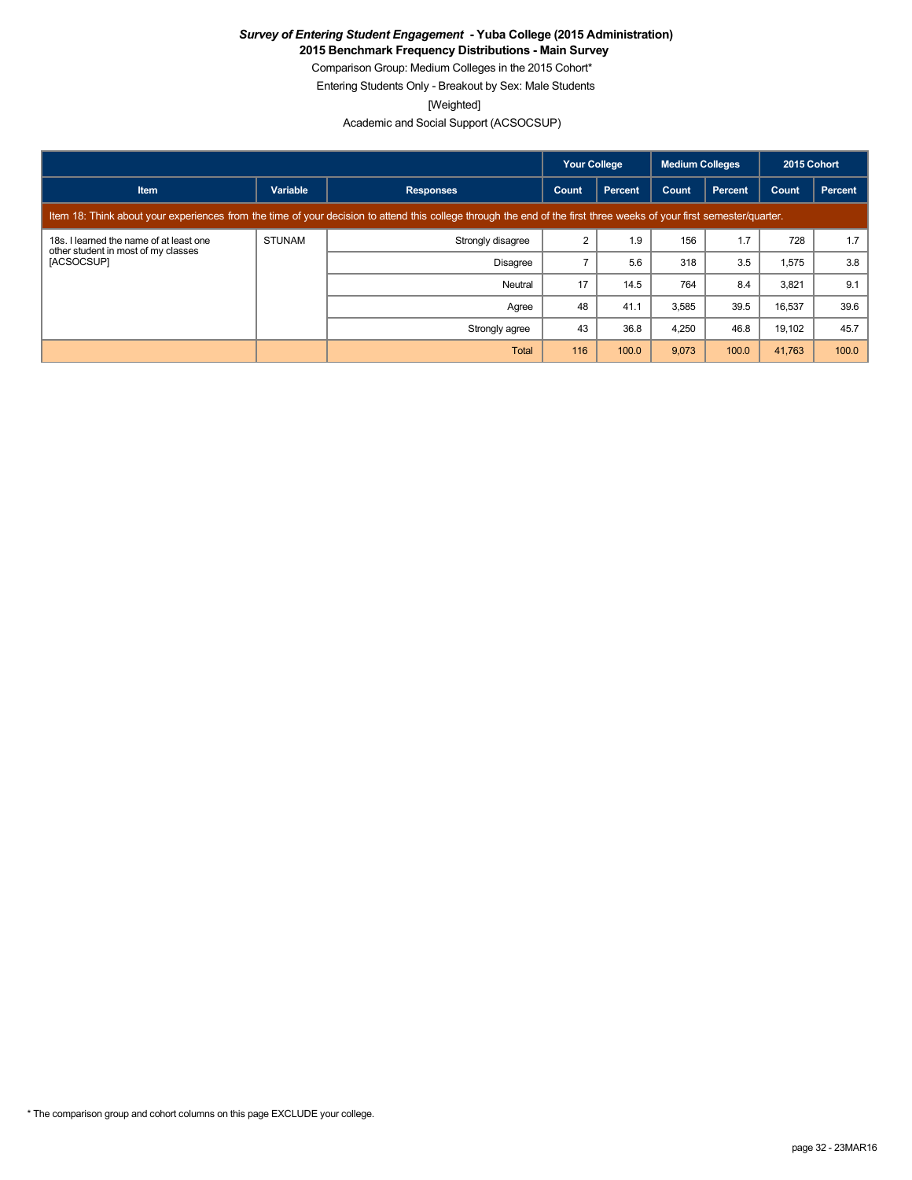***Survey of Entering Student Engagement* - Yuba College (2015 Administration)**

**2015 Benchmark Frequency Distributions - Main Survey**

Comparison Group: Medium Colleges in the 2015 Cohort*

Entering Students Only - Breakout by Sex: Male Students

[Weighted]

Academic and Social Support (ACSOCSUP)

| | | | Your College | | Medium Colleges | | 2015 Cohort | |
|---|---|---|---|---|---|---|---|---|
| **Item** | **Variable** | **Responses** | **Count** | **Percent** | **Count** | **Percent** | **Count** | **Percent** |
| Item 18: Think about your experiences from the time of your decision to attend this college through the end of the first three weeks of your first semester/quarter. | | | | | | | | |
| 18s. I learned the name of at least one other student in most of my classes [ACSOCSUP] | STUNAM | Strongly disagree | 2 | 1.9 | 156 | 1.7 | 728 | 1.7 |
| | | Disagree | 7 | 5.6 | 318 | 3.5 | 1,575 | 3.8 |
| | | Neutral | 17 | 14.5 | 764 | 8.4 | 3,821 | 9.1 |
| | | Agree | 48 | 41.1 | 3,585 | 39.5 | 16,537 | 39.6 |
| | | Strongly agree | 43 | 36.8 | 4,250 | 46.8 | 19,102 | 45.7 |
| | | Total | 116 | 100.0 | 9,073 | 100.0 | 41,763 | 100.0 |

* The comparison group and cohort columns on this page EXCLUDE your college.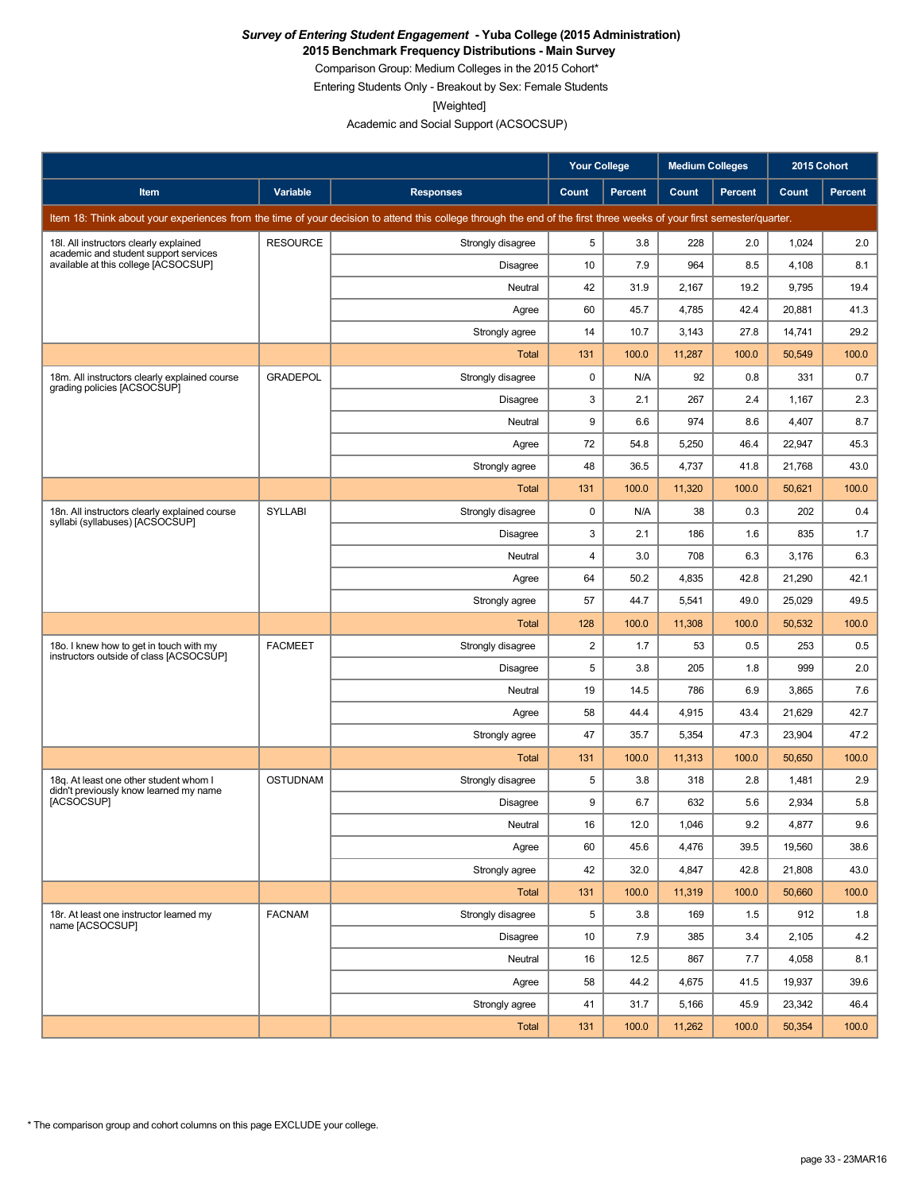***Survey of Entering Student Engagement* - Yuba College (2015 Administration)**
**2015 Benchmark Frequency Distributions - Main Survey**
Comparison Group: Medium Colleges in the 2015 Cohort*
Entering Students Only - Breakout by Sex: Female Students
[Weighted]
Academic and Social Support (ACSOCSUP)

| Item | Variable | Responses | Your College | | Medium Colleges | | 2015 Cohort | |
|---|---|---|---|---|---|---|---|---|
| | | | Count | Percent | Count | Percent | Count | Percent |
| Item 18: Think about your experiences from the time of your decision to attend this college through the end of the first three weeks of your first semester/quarter. | | | | | | | | |
| 18l. All instructors clearly explained academic and student support services available at this college [ACSOCSUP] | RESOURCE | Strongly disagree | 5 | 3.8 | 228 | 2.0 | 1,024 | 2.0 |
| | | Disagree | 10 | 7.9 | 964 | 8.5 | 4,108 | 8.1 |
| | | Neutral | 42 | 31.9 | 2,167 | 19.2 | 9,795 | 19.4 |
| | | Agree | 60 | 45.7 | 4,785 | 42.4 | 20,881 | 41.3 |
| | | Strongly agree | 14 | 10.7 | 3,143 | 27.8 | 14,741 | 29.2 |
| | | Total | 131 | 100.0 | 11,287 | 100.0 | 50,549 | 100.0 |
| 18m. All instructors clearly explained course grading policies [ACSOCSUP] | GRADEPOL | Strongly disagree | 0 | N/A | 92 | 0.8 | 331 | 0.7 |
| | | Disagree | 3 | 2.1 | 267 | 2.4 | 1,167 | 2.3 |
| | | Neutral | 9 | 6.6 | 974 | 8.6 | 4,407 | 8.7 |
| | | Agree | 72 | 54.8 | 5,250 | 46.4 | 22,947 | 45.3 |
| | | Strongly agree | 48 | 36.5 | 4,737 | 41.8 | 21,768 | 43.0 |
| | | Total | 131 | 100.0 | 11,320 | 100.0 | 50,621 | 100.0 |
| 18n. All instructors clearly explained course syllabi (syllabuses) [ACSOCSUP] | SYLLABI | Strongly disagree | 0 | N/A | 38 | 0.3 | 202 | 0.4 |
| | | Disagree | 3 | 2.1 | 186 | 1.6 | 835 | 1.7 |
| | | Neutral | 4 | 3.0 | 708 | 6.3 | 3,176 | 6.3 |
| | | Agree | 64 | 50.2 | 4,835 | 42.8 | 21,290 | 42.1 |
| | | Strongly agree | 57 | 44.7 | 5,541 | 49.0 | 25,029 | 49.5 |
| | | Total | 128 | 100.0 | 11,308 | 100.0 | 50,532 | 100.0 |
| 18o. I knew how to get in touch with my instructors outside of class [ACSOCSUP] | FACMEET | Strongly disagree | 2 | 1.7 | 53 | 0.5 | 253 | 0.5 |
| | | Disagree | 5 | 3.8 | 205 | 1.8 | 999 | 2.0 |
| | | Neutral | 19 | 14.5 | 786 | 6.9 | 3,865 | 7.6 |
| | | Agree | 58 | 44.4 | 4,915 | 43.4 | 21,629 | 42.7 |
| | | Strongly agree | 47 | 35.7 | 5,354 | 47.3 | 23,904 | 47.2 |
| | | Total | 131 | 100.0 | 11,313 | 100.0 | 50,650 | 100.0 |
| 18q. At least one other student whom I didn't previously know learned my name [ACSOCSUP] | OSTUDNAM | Strongly disagree | 5 | 3.8 | 318 | 2.8 | 1,481 | 2.9 |
| | | Disagree | 9 | 6.7 | 632 | 5.6 | 2,934 | 5.8 |
| | | Neutral | 16 | 12.0 | 1,046 | 9.2 | 4,877 | 9.6 |
| | | Agree | 60 | 45.6 | 4,476 | 39.5 | 19,560 | 38.6 |
| | | Strongly agree | 42 | 32.0 | 4,847 | 42.8 | 21,808 | 43.0 |
| | | Total | 131 | 100.0 | 11,319 | 100.0 | 50,660 | 100.0 |
| 18r. At least one instructor learned my name [ACSOCSUP] | FACNAM | Strongly disagree | 5 | 3.8 | 169 | 1.5 | 912 | 1.8 |
| | | Disagree | 10 | 7.9 | 385 | 3.4 | 2,105 | 4.2 |
| | | Neutral | 16 | 12.5 | 867 | 7.7 | 4,058 | 8.1 |
| | | Agree | 58 | 44.2 | 4,675 | 41.5 | 19,937 | 39.6 |
| | | Strongly agree | 41 | 31.7 | 5,166 | 45.9 | 23,342 | 46.4 |
| | | Total | 131 | 100.0 | 11,262 | 100.0 | 50,354 | 100.0 |

* The comparison group and cohort columns on this page EXCLUDE your college.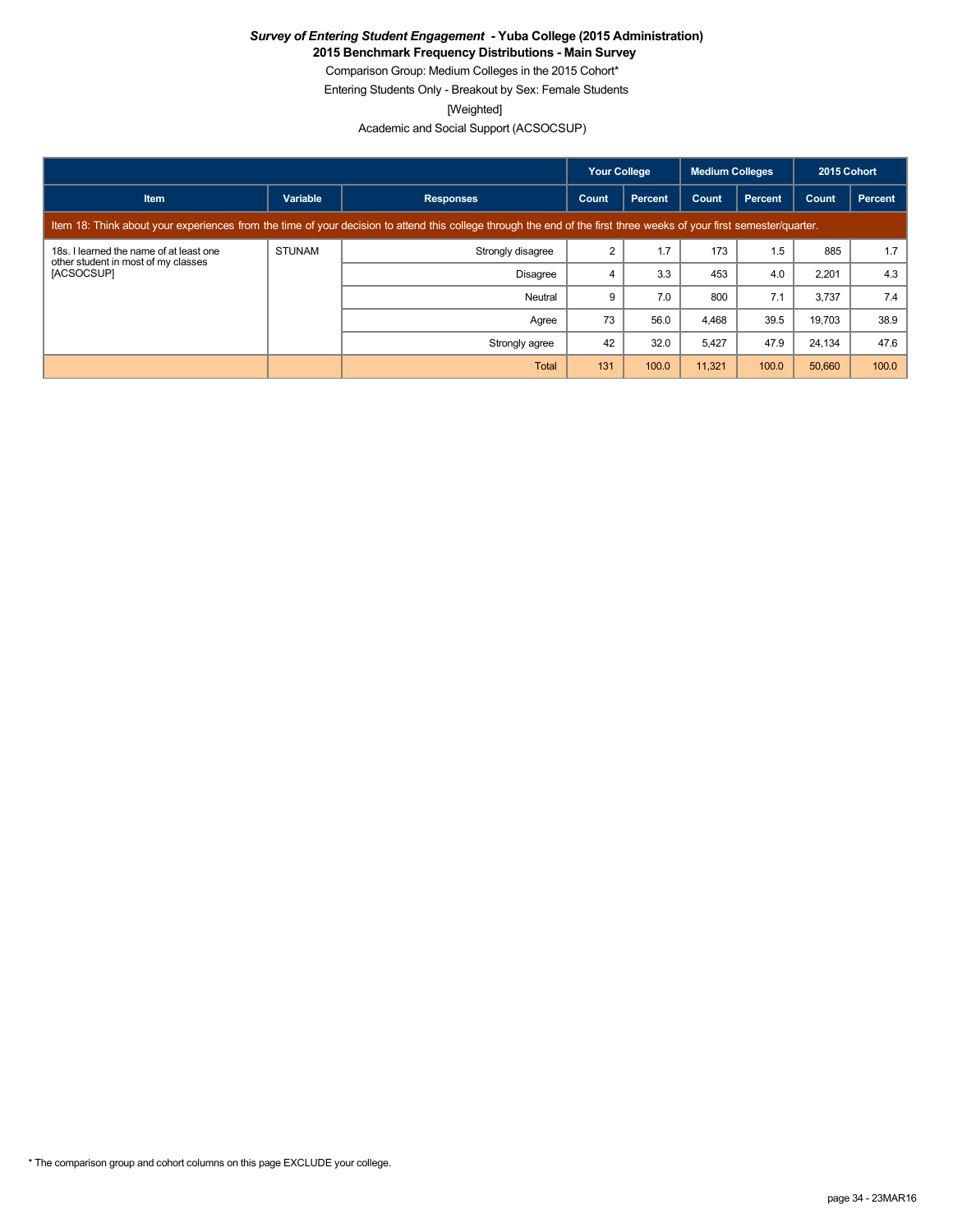***Survey of Entering Student Engagement* - Yuba College (2015 Administration)**

**2015 Benchmark Frequency Distributions - Main Survey**

Comparison Group: Medium Colleges in the 2015 Cohort*

Entering Students Only - Breakout by Sex: Female Students

[Weighted]

Academic and Social Support (ACSOCSUP)

| | | | Your College | | Medium Colleges | | 2015 Cohort | |
|---|---|---|---|---|---|---|---|---|
| Item | Variable | Responses | Count | Percent | Count | Percent | Count | Percent |
| Item 18: Think about your experiences from the time of your decision to attend this college through the end of the first three weeks of your first semester/quarter. | | | | | | | | |
| 18s. I learned the name of at least one other student in most of my classes [ACSOCSUP] | STUNAM | Strongly disagree | 2 | 1.7 | 173 | 1.5 | 885 | 1.7 |
| | | Disagree | 4 | 3.3 | 453 | 4.0 | 2,201 | 4.3 |
| | | Neutral | 9 | 7.0 | 800 | 7.1 | 3,737 | 7.4 |
| | | Agree | 73 | 56.0 | 4,468 | 39.5 | 19,703 | 38.9 |
| | | Strongly agree | 42 | 32.0 | 5,427 | 47.9 | 24,134 | 47.6 |
| | | Total | 131 | 100.0 | 11,321 | 100.0 | 50,660 | 100.0 |

* The comparison group and cohort columns on this page EXCLUDE your college.